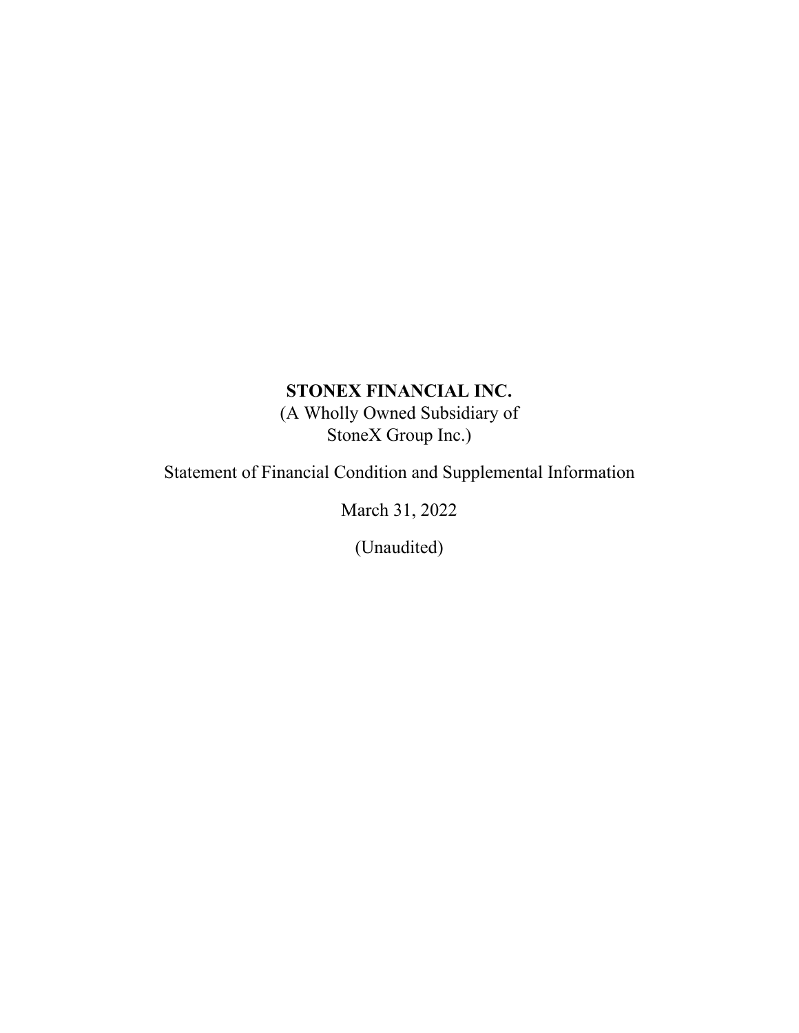# STONEX FINANCIAL INC.

(A Wholly Owned Subsidiary of
StoneX Group Inc.)

Statement of Financial Condition and Supplemental Information

March 31, 2022

(Unaudited)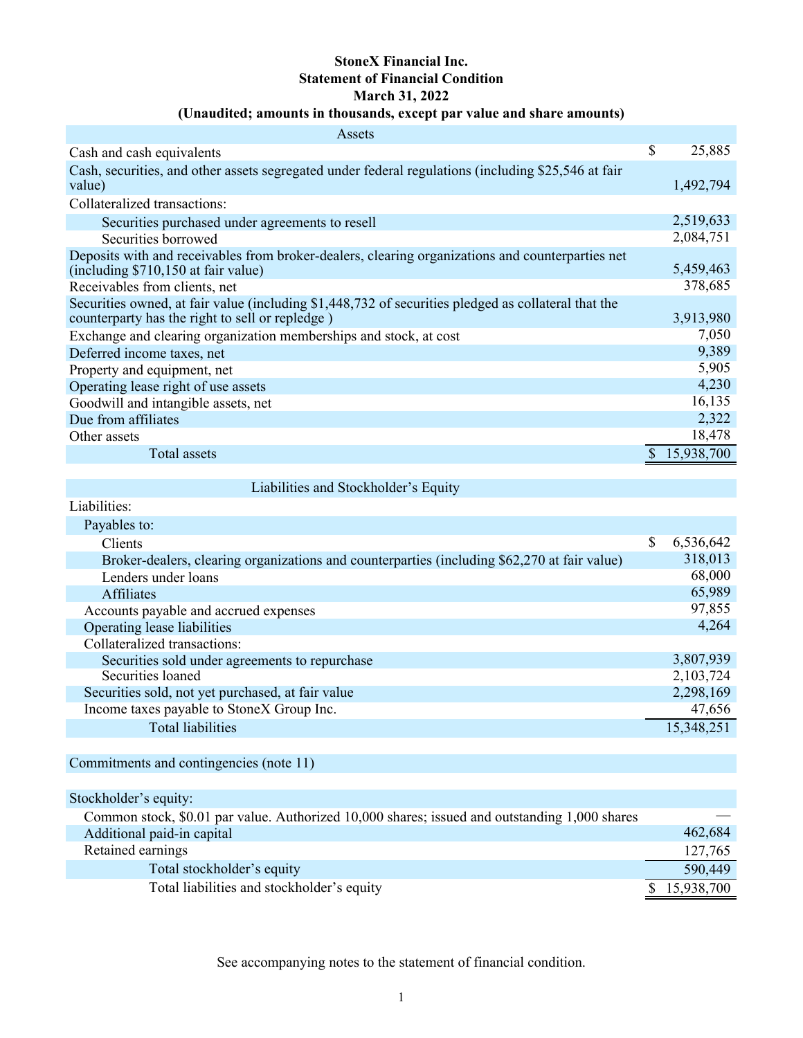# StoneX Financial Inc.
## Statement of Financial Condition
## March 31, 2022
### (Unaudited; amounts in thousands, except par value and share amounts)

| Assets | |
|---|---|
| Cash and cash equivalents | $ 25,885 |
| Cash, securities, and other assets segregated under federal regulations (including $25,546 at fair value) | 1,492,794 |
| Collateralized transactions: | |
| Securities purchased under agreements to resell | 2,519,633 |
| Securities borrowed | 2,084,751 |
| Deposits with and receivables from broker-dealers, clearing organizations and counterparties net (including $710,150 at fair value) | 5,459,463 |
| Receivables from clients, net | 378,685 |
| Securities owned, at fair value (including $1,448,732 of securities pledged as collateral that the counterparty has the right to sell or repledge ) | 3,913,980 |
| Exchange and clearing organization memberships and stock, at cost | 7,050 |
| Deferred income taxes, net | 9,389 |
| Property and equipment, net | 5,905 |
| Operating lease right of use assets | 4,230 |
| Goodwill and intangible assets, net | 16,135 |
| Due from affiliates | 2,322 |
| Other assets | 18,478 |
| Total assets | $ 15,938,700 |

| Liabilities and Stockholder's Equity | |
|---|---|
| Liabilities: | |
| Payables to: | |
| Clients | $ 6,536,642 |
| Broker-dealers, clearing organizations and counterparties (including $62,270 at fair value) | 318,013 |
| Lenders under loans | 68,000 |
| Affiliates | 65,989 |
| Accounts payable and accrued expenses | 97,855 |
| Operating lease liabilities | 4,264 |
| Collateralized transactions: | |
| Securities sold under agreements to repurchase | 3,807,939 |
| Securities loaned | 2,103,724 |
| Securities sold, not yet purchased, at fair value | 2,298,169 |
| Income taxes payable to StoneX Group Inc. | 47,656 |
| Total liabilities | 15,348,251 |
| | |
| Commitments and contingencies (note 11) | |
| | |
| Stockholder's equity: | |
| Common stock, $0.01 par value. Authorized 10,000 shares; issued and outstanding 1,000 shares | — |
| Additional paid-in capital | 462,684 |
| Retained earnings | 127,765 |
| Total stockholder's equity | 590,449 |
| Total liabilities and stockholder's equity | $ 15,938,700 |

See accompanying notes to the statement of financial condition.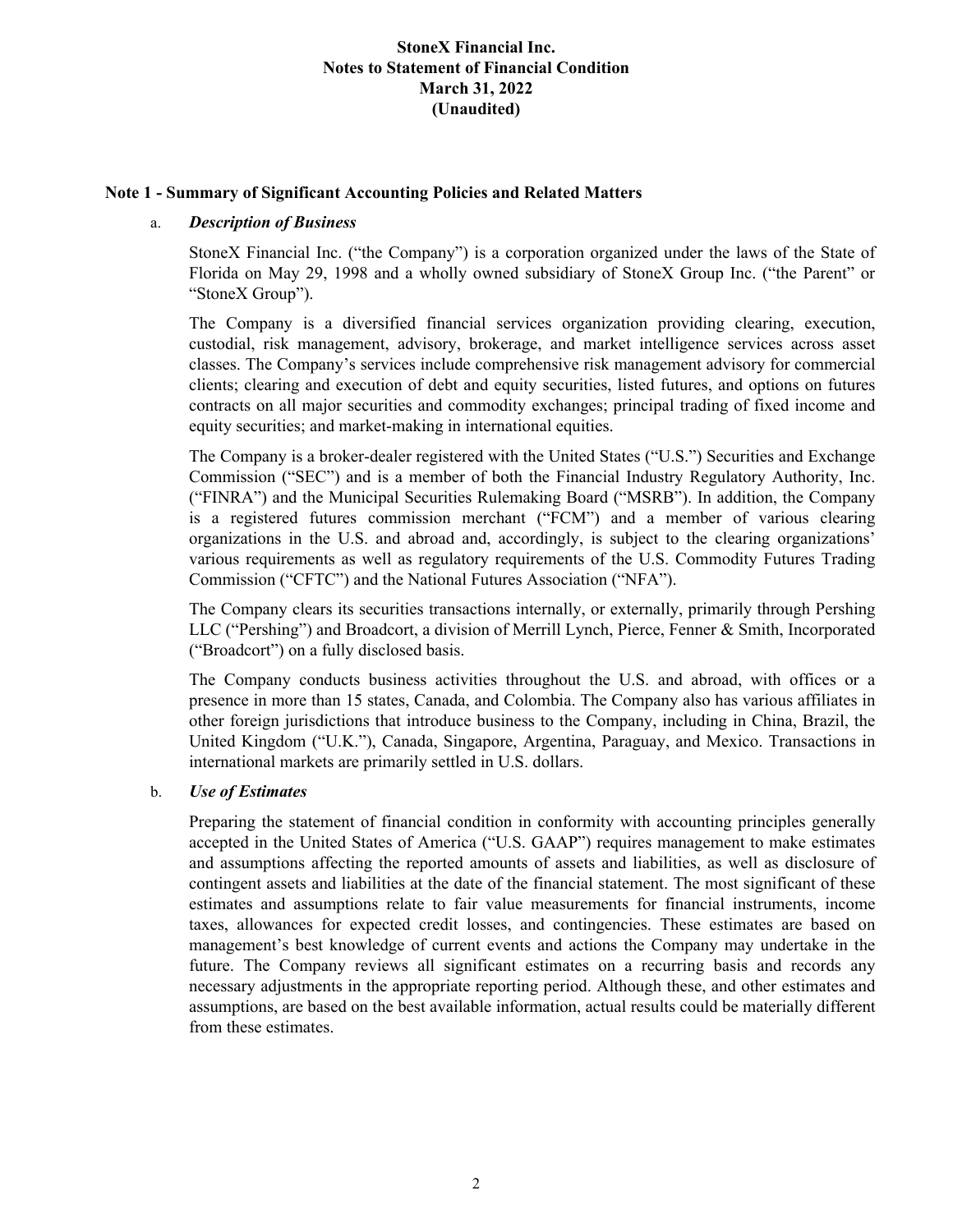**Note 1 - Summary of Significant Accounting Policies and Related Matters**

a. ***Description of Business***

StoneX Financial Inc. ("the Company") is a corporation organized under the laws of the State of Florida on May 29, 1998 and a wholly owned subsidiary of StoneX Group Inc. ("the Parent" or "StoneX Group").

The Company is a diversified financial services organization providing clearing, execution, custodial, risk management, advisory, brokerage, and market intelligence services across asset classes. The Company's services include comprehensive risk management advisory for commercial clients; clearing and execution of debt and equity securities, listed futures, and options on futures contracts on all major securities and commodity exchanges; principal trading of fixed income and equity securities; and market-making in international equities.

The Company is a broker-dealer registered with the United States ("U.S.") Securities and Exchange Commission ("SEC") and is a member of both the Financial Industry Regulatory Authority, Inc. ("FINRA") and the Municipal Securities Rulemaking Board ("MSRB"). In addition, the Company is a registered futures commission merchant ("FCM") and a member of various clearing organizations in the U.S. and abroad and, accordingly, is subject to the clearing organizations' various requirements as well as regulatory requirements of the U.S. Commodity Futures Trading Commission ("CFTC") and the National Futures Association ("NFA").

The Company clears its securities transactions internally, or externally, primarily through Pershing LLC ("Pershing") and Broadcort, a division of Merrill Lynch, Pierce, Fenner & Smith, Incorporated ("Broadcort") on a fully disclosed basis.

The Company conducts business activities throughout the U.S. and abroad, with offices or a presence in more than 15 states, Canada, and Colombia. The Company also has various affiliates in other foreign jurisdictions that introduce business to the Company, including in China, Brazil, the United Kingdom ("U.K."), Canada, Singapore, Argentina, Paraguay, and Mexico. Transactions in international markets are primarily settled in U.S. dollars.

b. ***Use of Estimates***

Preparing the statement of financial condition in conformity with accounting principles generally accepted in the United States of America ("U.S. GAAP") requires management to make estimates and assumptions affecting the reported amounts of assets and liabilities, as well as disclosure of contingent assets and liabilities at the date of the financial statement. The most significant of these estimates and assumptions relate to fair value measurements for financial instruments, income taxes, allowances for expected credit losses, and contingencies. These estimates are based on management's best knowledge of current events and actions the Company may undertake in the future. The Company reviews all significant estimates on a recurring basis and records any necessary adjustments in the appropriate reporting period. Although these, and other estimates and assumptions, are based on the best available information, actual results could be materially different from these estimates.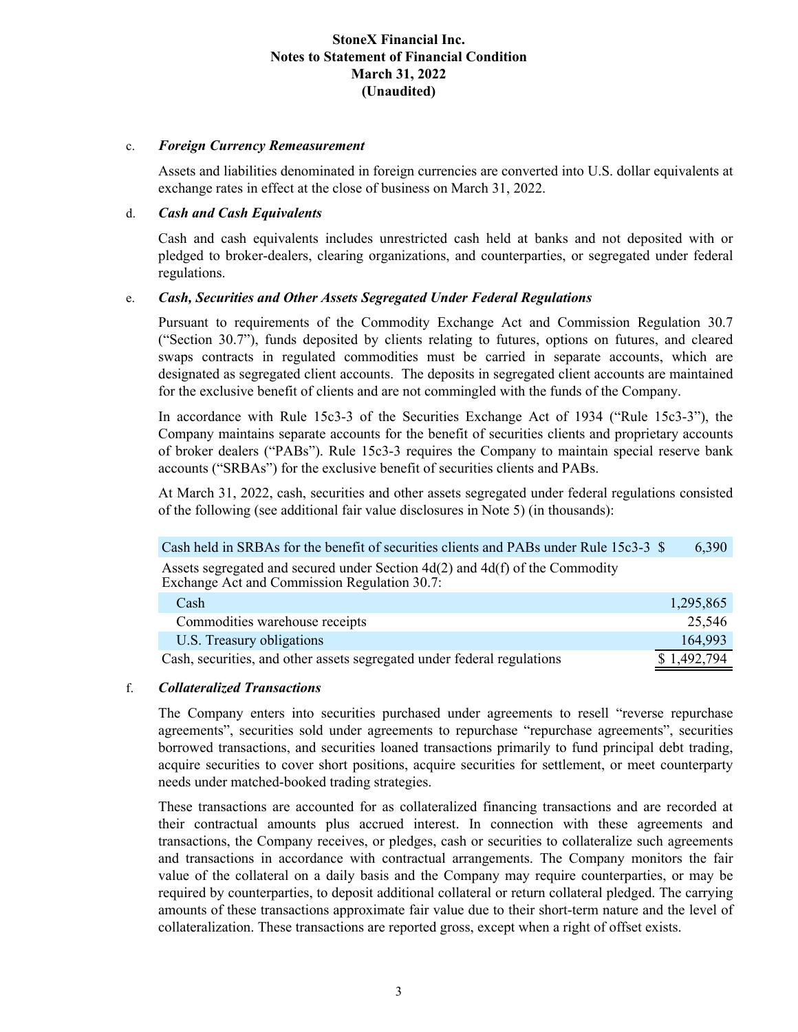c. ***Foreign Currency Remeasurement***

Assets and liabilities denominated in foreign currencies are converted into U.S. dollar equivalents at exchange rates in effect at the close of business on March 31, 2022.

d. ***Cash and Cash Equivalents***

Cash and cash equivalents includes unrestricted cash held at banks and not deposited with or pledged to broker-dealers, clearing organizations, and counterparties, or segregated under federal regulations.

e. ***Cash, Securities and Other Assets Segregated Under Federal Regulations***

Pursuant to requirements of the Commodity Exchange Act and Commission Regulation 30.7 ("Section 30.7"), funds deposited by clients relating to futures, options on futures, and cleared swaps contracts in regulated commodities must be carried in separate accounts, which are designated as segregated client accounts. The deposits in segregated client accounts are maintained for the exclusive benefit of clients and are not commingled with the funds of the Company.

In accordance with Rule 15c3-3 of the Securities Exchange Act of 1934 ("Rule 15c3-3"), the Company maintains separate accounts for the benefit of securities clients and proprietary accounts of broker dealers ("PABs"). Rule 15c3-3 requires the Company to maintain special reserve bank accounts ("SRBAs") for the exclusive benefit of securities clients and PABs.

At March 31, 2022, cash, securities and other assets segregated under federal regulations consisted of the following (see additional fair value disclosures in Note 5) (in thousands):

| | |
|---|---|
| Cash held in SRBAs for the benefit of securities clients and PABs under Rule 15c3-3 | $ 6,390 |
| Assets segregated and secured under Section 4d(2) and 4d(f) of the Commodity Exchange Act and Commission Regulation 30.7: | |
| Cash | 1,295,865 |
| Commodities warehouse receipts | 25,546 |
| U.S. Treasury obligations | 164,993 |
| Cash, securities, and other assets segregated under federal regulations | $ 1,492,794 |

f. ***Collateralized Transactions***

The Company enters into securities purchased under agreements to resell "reverse repurchase agreements", securities sold under agreements to repurchase "repurchase agreements", securities borrowed transactions, and securities loaned transactions primarily to fund principal debt trading, acquire securities to cover short positions, acquire securities for settlement, or meet counterparty needs under matched-booked trading strategies.

These transactions are accounted for as collateralized financing transactions and are recorded at their contractual amounts plus accrued interest. In connection with these agreements and transactions, the Company receives, or pledges, cash or securities to collateralize such agreements and transactions in accordance with contractual arrangements. The Company monitors the fair value of the collateral on a daily basis and the Company may require counterparties, or may be required by counterparties, to deposit additional collateral or return collateral pledged. The carrying amounts of these transactions approximate fair value due to their short-term nature and the level of collateralization. These transactions are reported gross, except when a right of offset exists.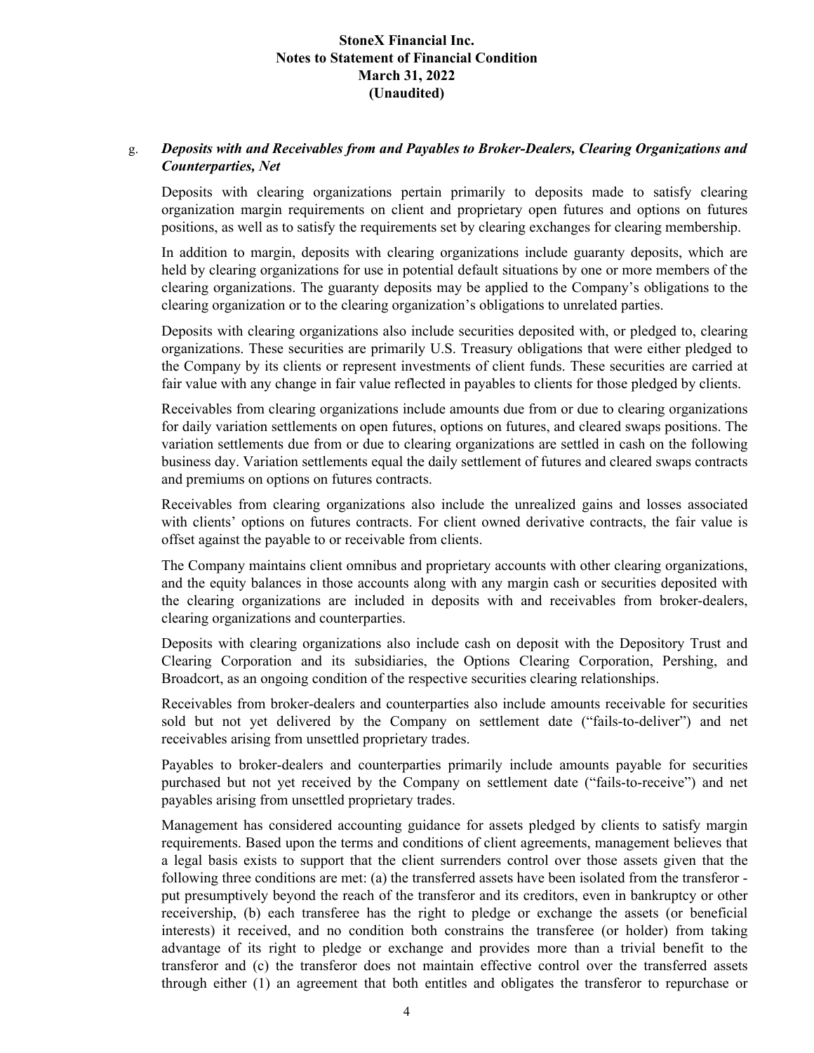g. ***Deposits with and Receivables from and Payables to Broker-Dealers, Clearing Organizations and Counterparties, Net***

Deposits with clearing organizations pertain primarily to deposits made to satisfy clearing organization margin requirements on client and proprietary open futures and options on futures positions, as well as to satisfy the requirements set by clearing exchanges for clearing membership.

In addition to margin, deposits with clearing organizations include guaranty deposits, which are held by clearing organizations for use in potential default situations by one or more members of the clearing organizations. The guaranty deposits may be applied to the Company's obligations to the clearing organization or to the clearing organization's obligations to unrelated parties.

Deposits with clearing organizations also include securities deposited with, or pledged to, clearing organizations. These securities are primarily U.S. Treasury obligations that were either pledged to the Company by its clients or represent investments of client funds. These securities are carried at fair value with any change in fair value reflected in payables to clients for those pledged by clients.

Receivables from clearing organizations include amounts due from or due to clearing organizations for daily variation settlements on open futures, options on futures, and cleared swaps positions. The variation settlements due from or due to clearing organizations are settled in cash on the following business day. Variation settlements equal the daily settlement of futures and cleared swaps contracts and premiums on options on futures contracts.

Receivables from clearing organizations also include the unrealized gains and losses associated with clients' options on futures contracts. For client owned derivative contracts, the fair value is offset against the payable to or receivable from clients.

The Company maintains client omnibus and proprietary accounts with other clearing organizations, and the equity balances in those accounts along with any margin cash or securities deposited with the clearing organizations are included in deposits with and receivables from broker-dealers, clearing organizations and counterparties.

Deposits with clearing organizations also include cash on deposit with the Depository Trust and Clearing Corporation and its subsidiaries, the Options Clearing Corporation, Pershing, and Broadcort, as an ongoing condition of the respective securities clearing relationships.

Receivables from broker-dealers and counterparties also include amounts receivable for securities sold but not yet delivered by the Company on settlement date ("fails-to-deliver") and net receivables arising from unsettled proprietary trades.

Payables to broker-dealers and counterparties primarily include amounts payable for securities purchased but not yet received by the Company on settlement date ("fails-to-receive") and net payables arising from unsettled proprietary trades.

Management has considered accounting guidance for assets pledged by clients to satisfy margin requirements. Based upon the terms and conditions of client agreements, management believes that a legal basis exists to support that the client surrenders control over those assets given that the following three conditions are met: (a) the transferred assets have been isolated from the transferor - put presumptively beyond the reach of the transferor and its creditors, even in bankruptcy or other receivership, (b) each transferee has the right to pledge or exchange the assets (or beneficial interests) it received, and no condition both constrains the transferee (or holder) from taking advantage of its right to pledge or exchange and provides more than a trivial benefit to the transferor and (c) the transferor does not maintain effective control over the transferred assets through either (1) an agreement that both entitles and obligates the transferor to repurchase or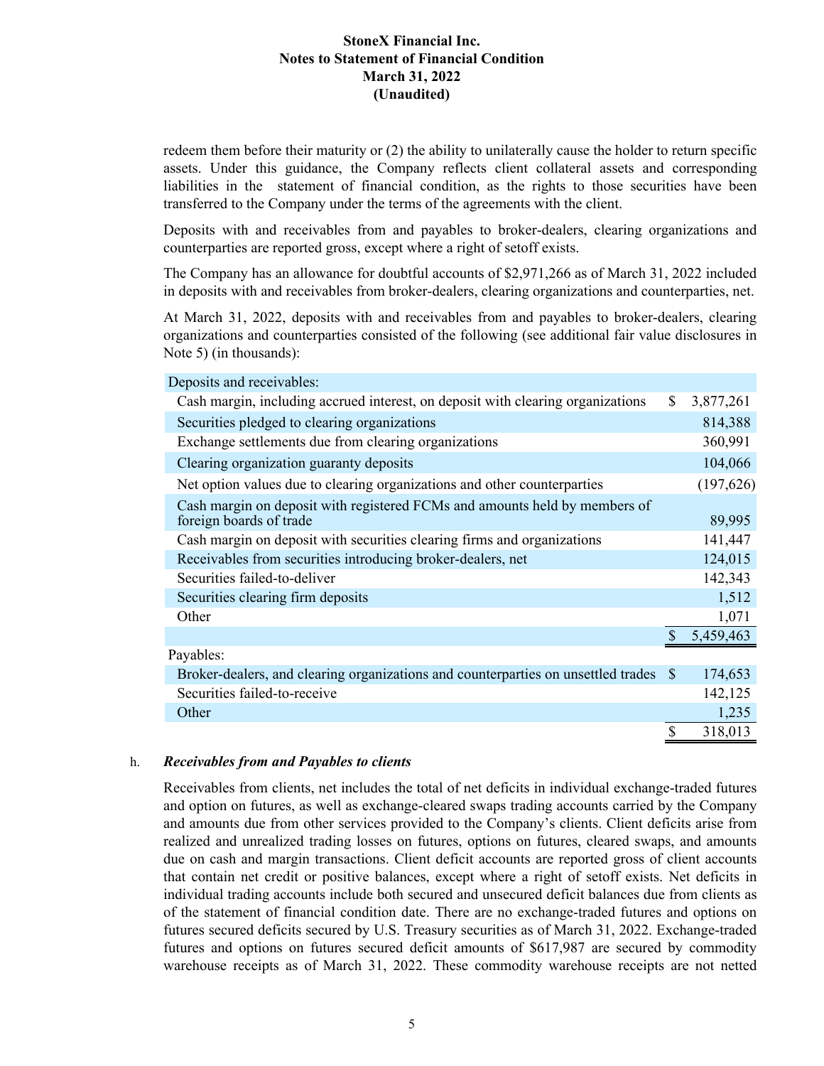redeem them before their maturity or (2) the ability to unilaterally cause the holder to return specific assets. Under this guidance, the Company reflects client collateral assets and corresponding liabilities in the statement of financial condition, as the rights to those securities have been transferred to the Company under the terms of the agreements with the client.

Deposits with and receivables from and payables to broker-dealers, clearing organizations and counterparties are reported gross, except where a right of setoff exists.

The Company has an allowance for doubtful accounts of $2,971,266 as of March 31, 2022 included in deposits with and receivables from broker-dealers, clearing organizations and counterparties, net.

At March 31, 2022, deposits with and receivables from and payables to broker-dealers, clearing organizations and counterparties consisted of the following (see additional fair value disclosures in Note 5) (in thousands):

| | |
|---|---|
| Deposits and receivables: | |
| Cash margin, including accrued interest, on deposit with clearing organizations | $ 3,877,261 |
| Securities pledged to clearing organizations | 814,388 |
| Exchange settlements due from clearing organizations | 360,991 |
| Clearing organization guaranty deposits | 104,066 |
| Net option values due to clearing organizations and other counterparties | (197,626) |
| Cash margin on deposit with registered FCMs and amounts held by members of foreign boards of trade | 89,995 |
| Cash margin on deposit with securities clearing firms and organizations | 141,447 |
| Receivables from securities introducing broker-dealers, net | 124,015 |
| Securities failed-to-deliver | 142,343 |
| Securities clearing firm deposits | 1,512 |
| Other | 1,071 |
| | $ 5,459,463 |
| Payables: | |
| Broker-dealers, and clearing organizations and counterparties on unsettled trades | $ 174,653 |
| Securities failed-to-receive | 142,125 |
| Other | 1,235 |
| | $ 318,013 |

h. ***Receivables from and Payables to clients***

Receivables from clients, net includes the total of net deficits in individual exchange-traded futures and option on futures, as well as exchange-cleared swaps trading accounts carried by the Company and amounts due from other services provided to the Company's clients. Client deficits arise from realized and unrealized trading losses on futures, options on futures, cleared swaps, and amounts due on cash and margin transactions. Client deficit accounts are reported gross of client accounts that contain net credit or positive balances, except where a right of setoff exists. Net deficits in individual trading accounts include both secured and unsecured deficit balances due from clients as of the statement of financial condition date. There are no exchange-traded futures and options on futures secured deficits secured by U.S. Treasury securities as of March 31, 2022. Exchange-traded futures and options on futures secured deficit amounts of $617,987 are secured by commodity warehouse receipts as of March 31, 2022. These commodity warehouse receipts are not netted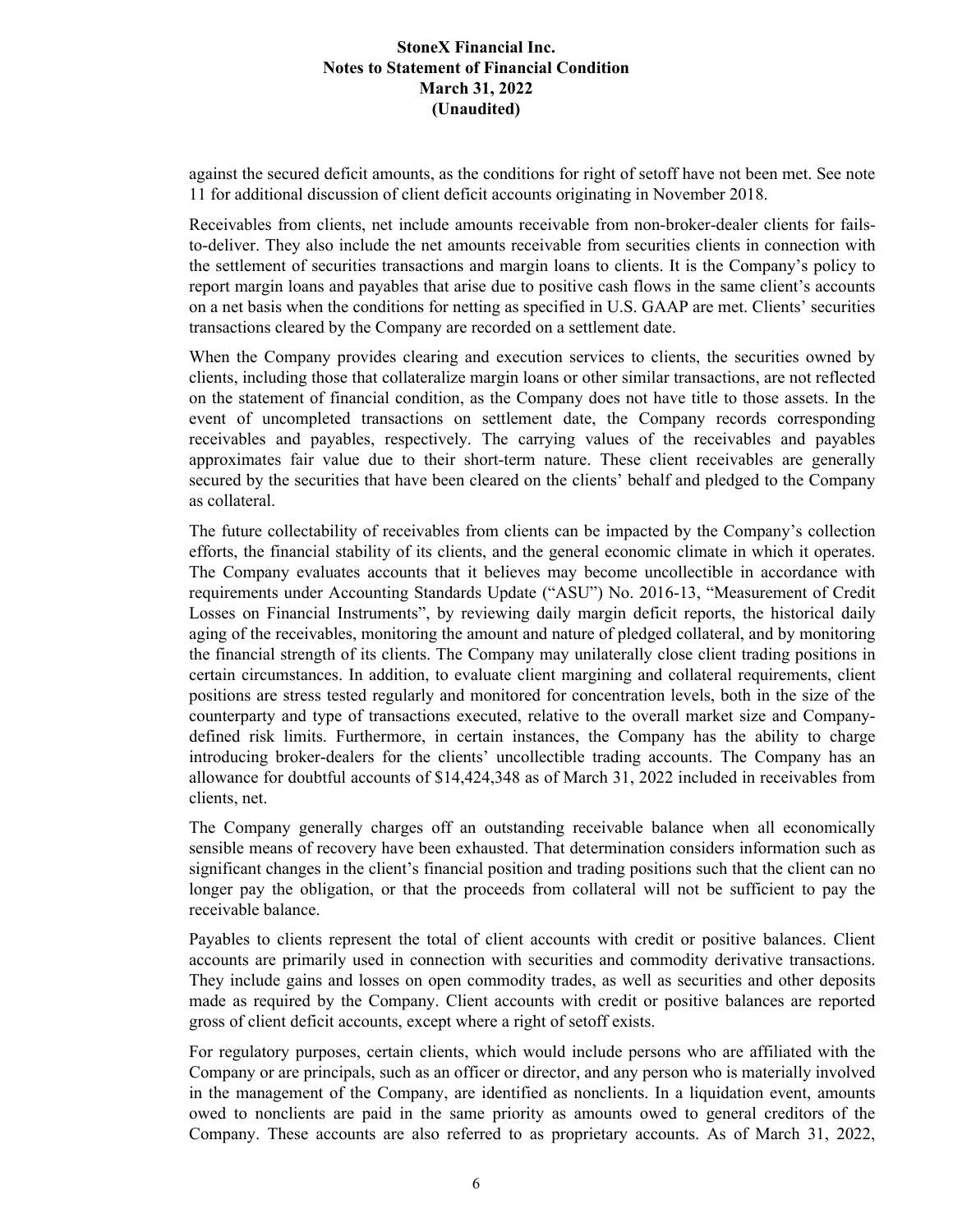against the secured deficit amounts, as the conditions for right of setoff have not been met. See note 11 for additional discussion of client deficit accounts originating in November 2018.

Receivables from clients, net include amounts receivable from non-broker-dealer clients for fails-to-deliver. They also include the net amounts receivable from securities clients in connection with the settlement of securities transactions and margin loans to clients. It is the Company's policy to report margin loans and payables that arise due to positive cash flows in the same client's accounts on a net basis when the conditions for netting as specified in U.S. GAAP are met. Clients' securities transactions cleared by the Company are recorded on a settlement date.

When the Company provides clearing and execution services to clients, the securities owned by clients, including those that collateralize margin loans or other similar transactions, are not reflected on the statement of financial condition, as the Company does not have title to those assets. In the event of uncompleted transactions on settlement date, the Company records corresponding receivables and payables, respectively. The carrying values of the receivables and payables approximates fair value due to their short-term nature. These client receivables are generally secured by the securities that have been cleared on the clients' behalf and pledged to the Company as collateral.

The future collectability of receivables from clients can be impacted by the Company's collection efforts, the financial stability of its clients, and the general economic climate in which it operates. The Company evaluates accounts that it believes may become uncollectible in accordance with requirements under Accounting Standards Update ("ASU") No. 2016-13, "Measurement of Credit Losses on Financial Instruments", by reviewing daily margin deficit reports, the historical daily aging of the receivables, monitoring the amount and nature of pledged collateral, and by monitoring the financial strength of its clients. The Company may unilaterally close client trading positions in certain circumstances. In addition, to evaluate client margining and collateral requirements, client positions are stress tested regularly and monitored for concentration levels, both in the size of the counterparty and type of transactions executed, relative to the overall market size and Company-defined risk limits. Furthermore, in certain instances, the Company has the ability to charge introducing broker-dealers for the clients' uncollectible trading accounts. The Company has an allowance for doubtful accounts of $14,424,348 as of March 31, 2022 included in receivables from clients, net.

The Company generally charges off an outstanding receivable balance when all economically sensible means of recovery have been exhausted. That determination considers information such as significant changes in the client's financial position and trading positions such that the client can no longer pay the obligation, or that the proceeds from collateral will not be sufficient to pay the receivable balance.

Payables to clients represent the total of client accounts with credit or positive balances. Client accounts are primarily used in connection with securities and commodity derivative transactions. They include gains and losses on open commodity trades, as well as securities and other deposits made as required by the Company. Client accounts with credit or positive balances are reported gross of client deficit accounts, except where a right of setoff exists.

For regulatory purposes, certain clients, which would include persons who are affiliated with the Company or are principals, such as an officer or director, and any person who is materially involved in the management of the Company, are identified as nonclients. In a liquidation event, amounts owed to nonclients are paid in the same priority as amounts owed to general creditors of the Company. These accounts are also referred to as proprietary accounts. As of March 31, 2022,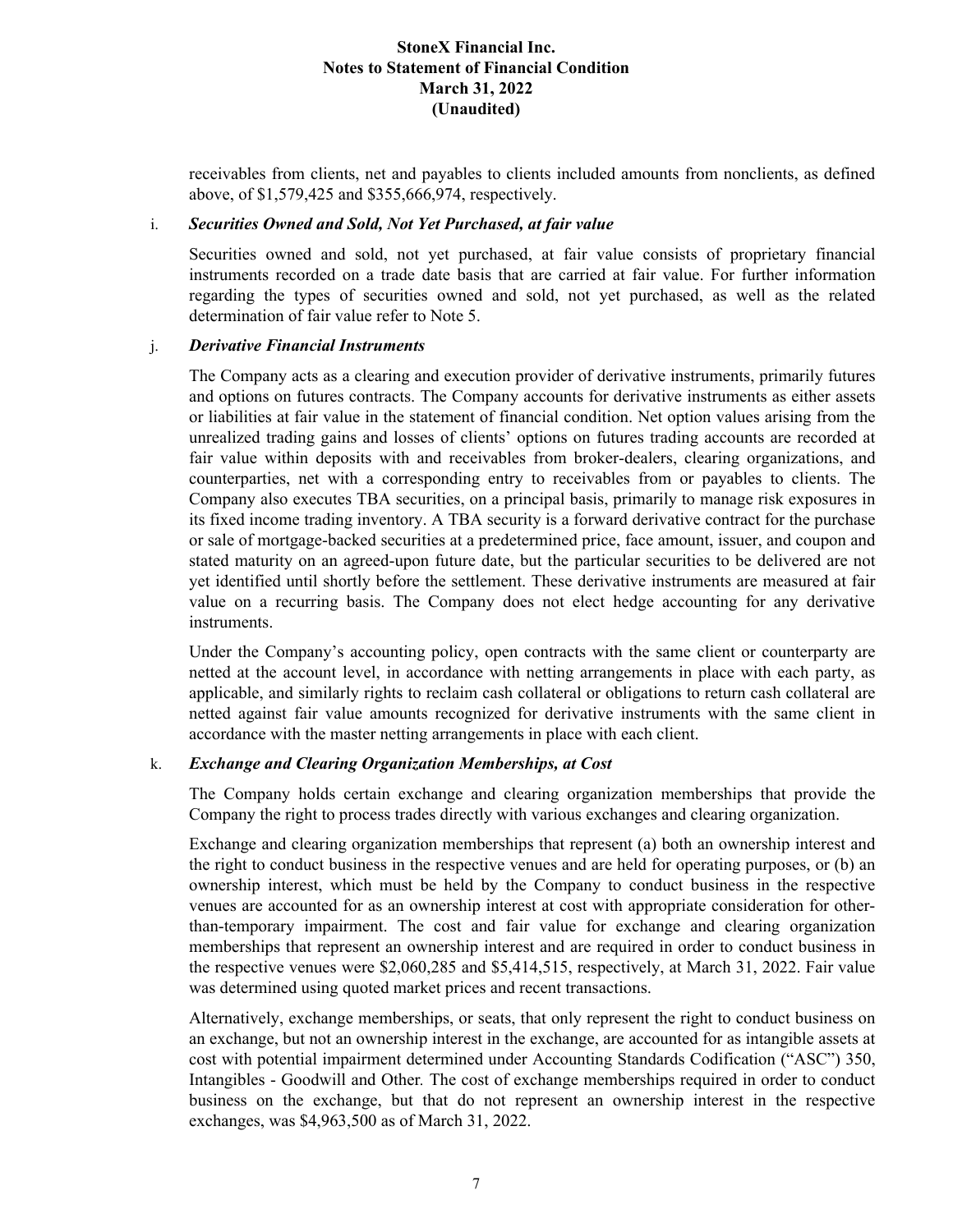receivables from clients, net and payables to clients included amounts from nonclients, as defined above, of $1,579,425 and $355,666,974, respectively.

i. ***Securities Owned and Sold, Not Yet Purchased, at fair value***

Securities owned and sold, not yet purchased, at fair value consists of proprietary financial instruments recorded on a trade date basis that are carried at fair value. For further information regarding the types of securities owned and sold, not yet purchased, as well as the related determination of fair value refer to Note 5.

j. ***Derivative Financial Instruments***

The Company acts as a clearing and execution provider of derivative instruments, primarily futures and options on futures contracts. The Company accounts for derivative instruments as either assets or liabilities at fair value in the statement of financial condition. Net option values arising from the unrealized trading gains and losses of clients' options on futures trading accounts are recorded at fair value within deposits with and receivables from broker-dealers, clearing organizations, and counterparties, net with a corresponding entry to receivables from or payables to clients. The Company also executes TBA securities, on a principal basis, primarily to manage risk exposures in its fixed income trading inventory. A TBA security is a forward derivative contract for the purchase or sale of mortgage-backed securities at a predetermined price, face amount, issuer, and coupon and stated maturity on an agreed-upon future date, but the particular securities to be delivered are not yet identified until shortly before the settlement. These derivative instruments are measured at fair value on a recurring basis. The Company does not elect hedge accounting for any derivative instruments.

Under the Company's accounting policy, open contracts with the same client or counterparty are netted at the account level, in accordance with netting arrangements in place with each party, as applicable, and similarly rights to reclaim cash collateral or obligations to return cash collateral are netted against fair value amounts recognized for derivative instruments with the same client in accordance with the master netting arrangements in place with each client.

k. ***Exchange and Clearing Organization Memberships, at Cost***

The Company holds certain exchange and clearing organization memberships that provide the Company the right to process trades directly with various exchanges and clearing organization.

Exchange and clearing organization memberships that represent (a) both an ownership interest and the right to conduct business in the respective venues and are held for operating purposes, or (b) an ownership interest, which must be held by the Company to conduct business in the respective venues are accounted for as an ownership interest at cost with appropriate consideration for other-than-temporary impairment. The cost and fair value for exchange and clearing organization memberships that represent an ownership interest and are required in order to conduct business in the respective venues were $2,060,285 and $5,414,515, respectively, at March 31, 2022. Fair value was determined using quoted market prices and recent transactions.

Alternatively, exchange memberships, or seats, that only represent the right to conduct business on an exchange, but not an ownership interest in the exchange, are accounted for as intangible assets at cost with potential impairment determined under Accounting Standards Codification ("ASC") 350, Intangibles - Goodwill and Other*.* The cost of exchange memberships required in order to conduct business on the exchange, but that do not represent an ownership interest in the respective exchanges, was $4,963,500 as of March 31, 2022.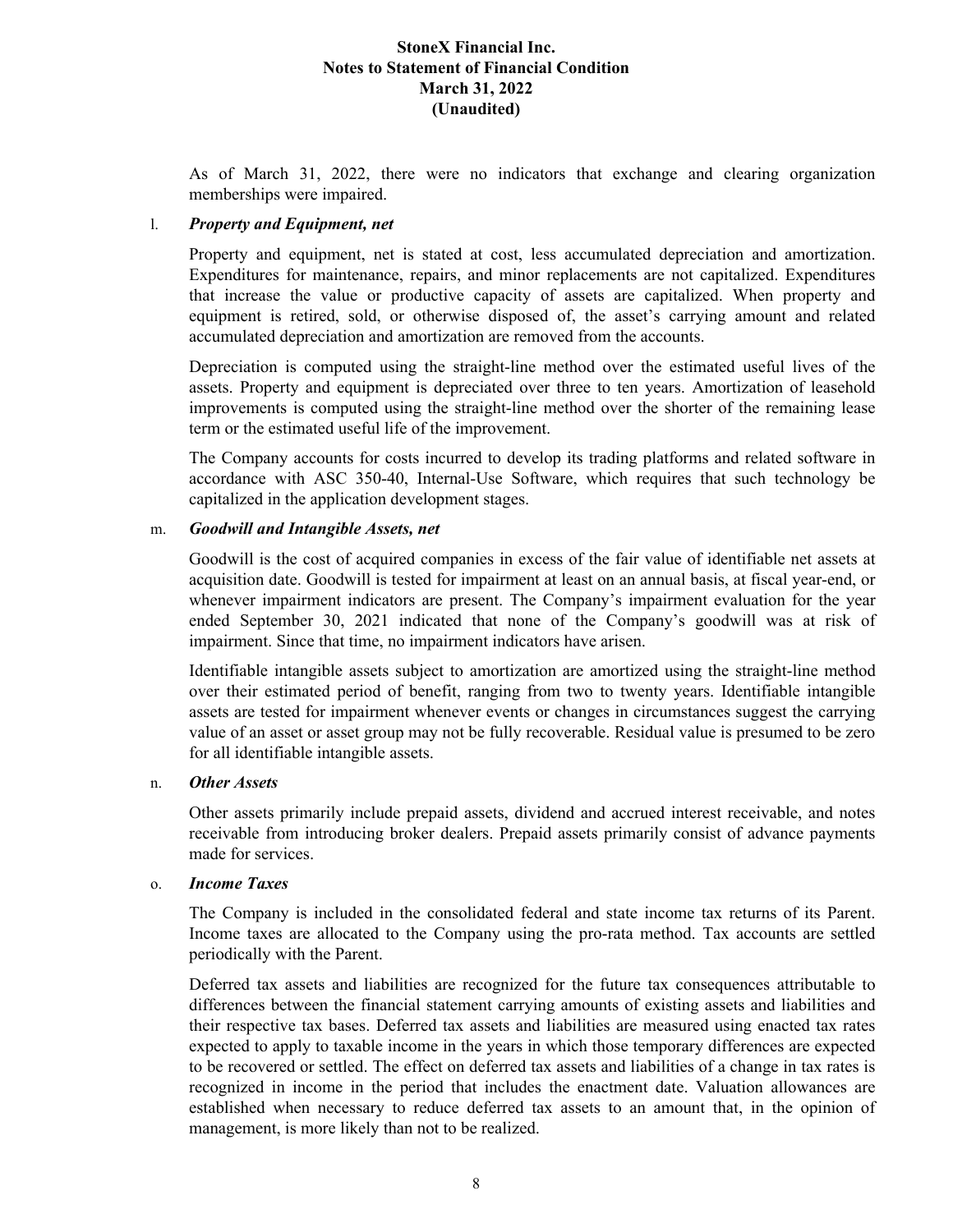As of March 31, 2022, there were no indicators that exchange and clearing organization memberships were impaired.

l. ***Property and Equipment, net***

Property and equipment, net is stated at cost, less accumulated depreciation and amortization. Expenditures for maintenance, repairs, and minor replacements are not capitalized. Expenditures that increase the value or productive capacity of assets are capitalized. When property and equipment is retired, sold, or otherwise disposed of, the asset's carrying amount and related accumulated depreciation and amortization are removed from the accounts.

Depreciation is computed using the straight-line method over the estimated useful lives of the assets. Property and equipment is depreciated over three to ten years. Amortization of leasehold improvements is computed using the straight-line method over the shorter of the remaining lease term or the estimated useful life of the improvement.

The Company accounts for costs incurred to develop its trading platforms and related software in accordance with ASC 350-40, Internal-Use Software, which requires that such technology be capitalized in the application development stages.

m. ***Goodwill and Intangible Assets, net***

Goodwill is the cost of acquired companies in excess of the fair value of identifiable net assets at acquisition date. Goodwill is tested for impairment at least on an annual basis, at fiscal year-end, or whenever impairment indicators are present. The Company's impairment evaluation for the year ended September 30, 2021 indicated that none of the Company's goodwill was at risk of impairment. Since that time, no impairment indicators have arisen.

Identifiable intangible assets subject to amortization are amortized using the straight-line method over their estimated period of benefit, ranging from two to twenty years. Identifiable intangible assets are tested for impairment whenever events or changes in circumstances suggest the carrying value of an asset or asset group may not be fully recoverable. Residual value is presumed to be zero for all identifiable intangible assets.

n. ***Other Assets***

Other assets primarily include prepaid assets, dividend and accrued interest receivable, and notes receivable from introducing broker dealers. Prepaid assets primarily consist of advance payments made for services.

o. ***Income Taxes***

The Company is included in the consolidated federal and state income tax returns of its Parent. Income taxes are allocated to the Company using the pro-rata method. Tax accounts are settled periodically with the Parent.

Deferred tax assets and liabilities are recognized for the future tax consequences attributable to differences between the financial statement carrying amounts of existing assets and liabilities and their respective tax bases. Deferred tax assets and liabilities are measured using enacted tax rates expected to apply to taxable income in the years in which those temporary differences are expected to be recovered or settled. The effect on deferred tax assets and liabilities of a change in tax rates is recognized in income in the period that includes the enactment date. Valuation allowances are established when necessary to reduce deferred tax assets to an amount that, in the opinion of management, is more likely than not to be realized.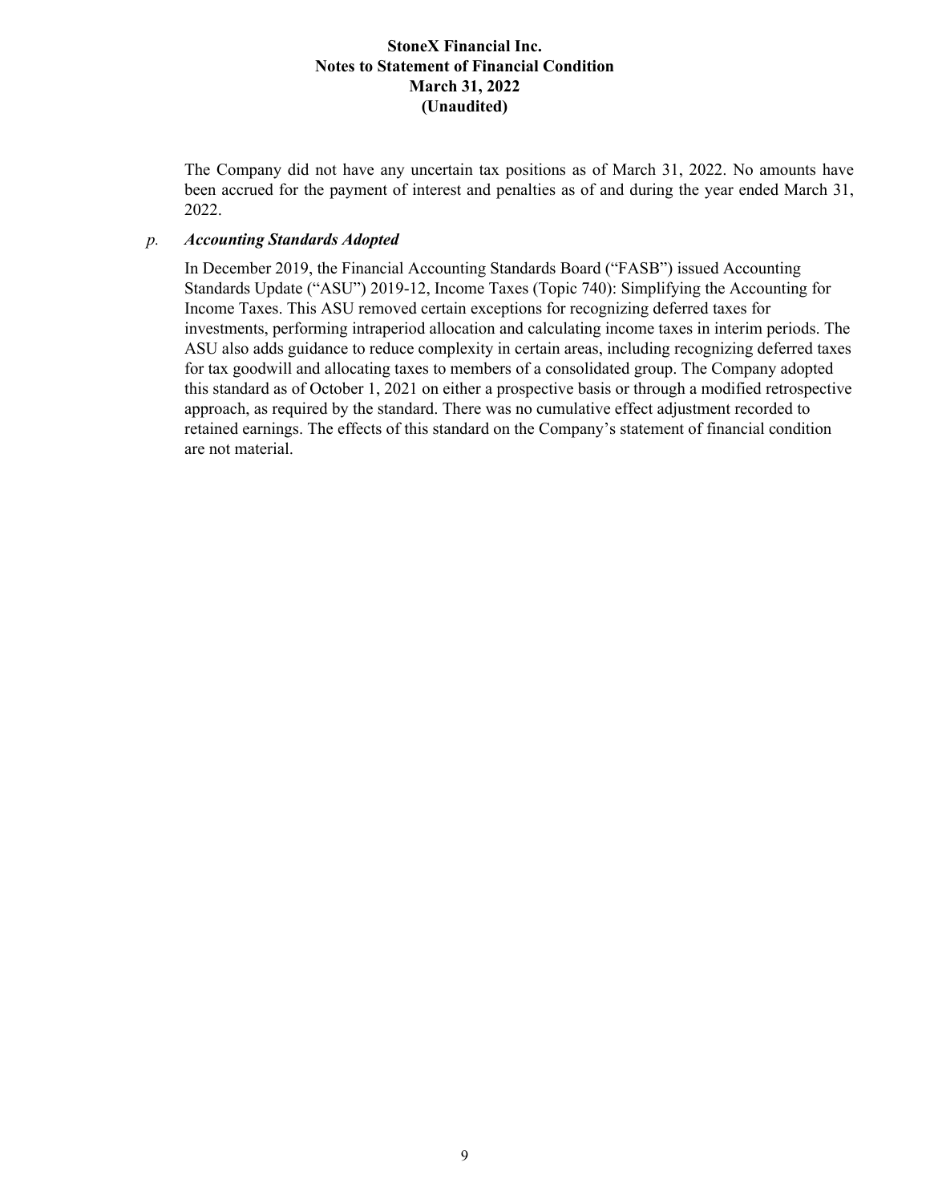The Company did not have any uncertain tax positions as of March 31, 2022. No amounts have been accrued for the payment of interest and penalties as of and during the year ended March 31, 2022.

*p.* ***Accounting Standards Adopted***

In December 2019, the Financial Accounting Standards Board ("FASB") issued Accounting Standards Update ("ASU") 2019-12, Income Taxes (Topic 740): Simplifying the Accounting for Income Taxes. This ASU removed certain exceptions for recognizing deferred taxes for investments, performing intraperiod allocation and calculating income taxes in interim periods. The ASU also adds guidance to reduce complexity in certain areas, including recognizing deferred taxes for tax goodwill and allocating taxes to members of a consolidated group. The Company adopted this standard as of October 1, 2021 on either a prospective basis or through a modified retrospective approach, as required by the standard. There was no cumulative effect adjustment recorded to retained earnings. The effects of this standard on the Company's statement of financial condition are not material.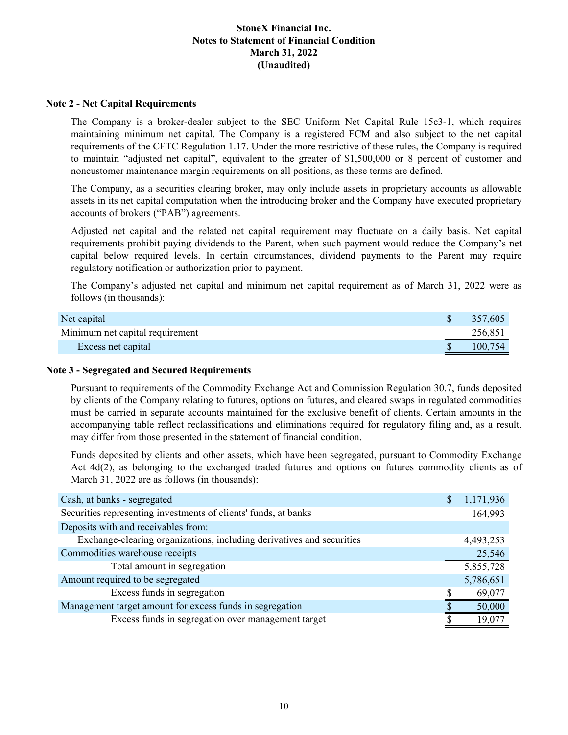# StoneX Financial Inc.
# Notes to Statement of Financial Condition
# March 31, 2022
# (Unaudited)

## Note 2 - Net Capital Requirements

The Company is a broker-dealer subject to the SEC Uniform Net Capital Rule 15c3-1, which requires maintaining minimum net capital. The Company is a registered FCM and also subject to the net capital requirements of the CFTC Regulation 1.17. Under the more restrictive of these rules, the Company is required to maintain "adjusted net capital", equivalent to the greater of $1,500,000 or 8 percent of customer and noncustomer maintenance margin requirements on all positions, as these terms are defined.

The Company, as a securities clearing broker, may only include assets in proprietary accounts as allowable assets in its net capital computation when the introducing broker and the Company have executed proprietary accounts of brokers ("PAB") agreements.

Adjusted net capital and the related net capital requirement may fluctuate on a daily basis. Net capital requirements prohibit paying dividends to the Parent, when such payment would reduce the Company's net capital below required levels. In certain circumstances, dividend payments to the Parent may require regulatory notification or authorization prior to payment.

The Company's adjusted net capital and minimum net capital requirement as of March 31, 2022 were as follows (in thousands):

| | | |
|---|---|---|
| Net capital | $ | 357,605 |
| Minimum net capital requirement | | 256,851 |
| Excess net capital | $ | 100,754 |

## Note 3 - Segregated and Secured Requirements

Pursuant to requirements of the Commodity Exchange Act and Commission Regulation 30.7, funds deposited by clients of the Company relating to futures, options on futures, and cleared swaps in regulated commodities must be carried in separate accounts maintained for the exclusive benefit of clients. Certain amounts in the accompanying table reflect reclassifications and eliminations required for regulatory filing and, as a result, may differ from those presented in the statement of financial condition.

Funds deposited by clients and other assets, which have been segregated, pursuant to Commodity Exchange Act 4d(2), as belonging to the exchanged traded futures and options on futures commodity clients as of March 31, 2022 are as follows (in thousands):

| | | |
|---|---|---|
| Cash, at banks - segregated | $ | 1,171,936 |
| Securities representing investments of clients' funds, at banks | | 164,993 |
| Deposits with and receivables from: | | |
| Exchange-clearing organizations, including derivatives and securities | | 4,493,253 |
| Commodities warehouse receipts | | 25,546 |
| Total amount in segregation | | 5,855,728 |
| Amount required to be segregated | | 5,786,651 |
| Excess funds in segregation | $ | 69,077 |
| Management target amount for excess funds in segregation | $ | 50,000 |
| Excess funds in segregation over management target | $ | 19,077 |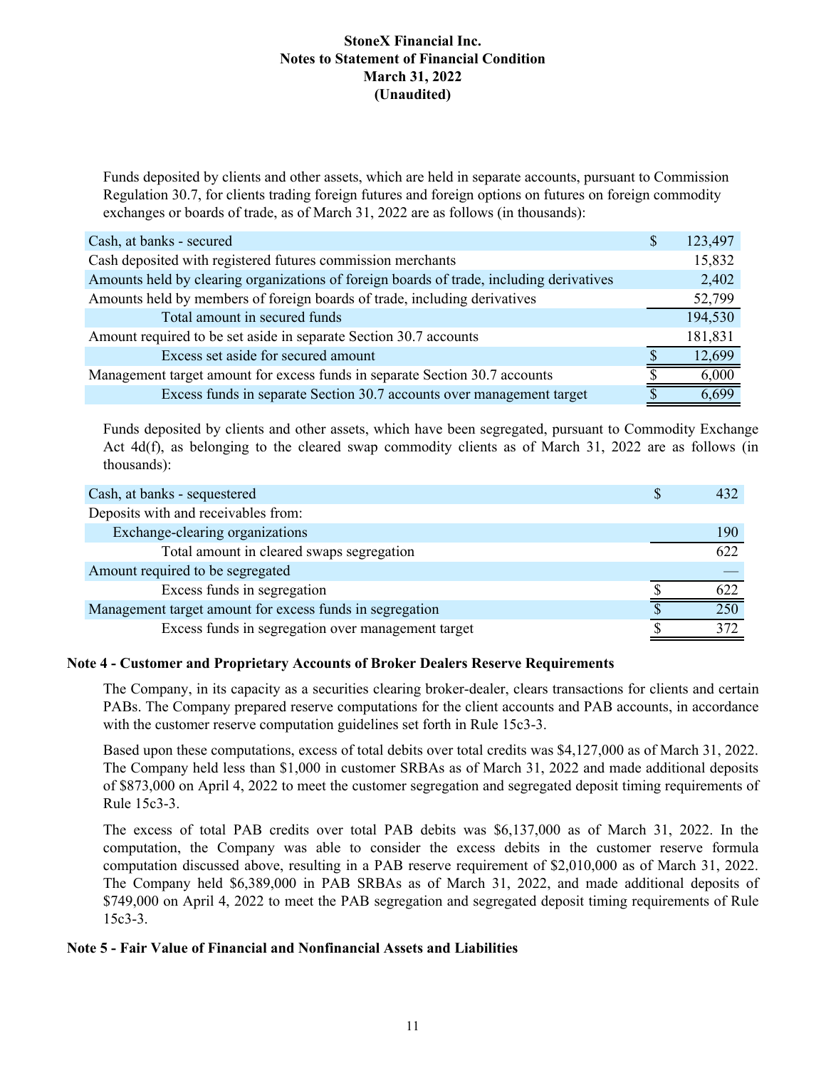Funds deposited by clients and other assets, which are held in separate accounts, pursuant to Commission Regulation 30.7, for clients trading foreign futures and foreign options on futures on foreign commodity exchanges or boards of trade, as of March 31, 2022 are as follows (in thousands):

| | |
|---|---|
| Cash, at banks - secured | $ 123,497 |
| Cash deposited with registered futures commission merchants | 15,832 |
| Amounts held by clearing organizations of foreign boards of trade, including derivatives | 2,402 |
| Amounts held by members of foreign boards of trade, including derivatives | 52,799 |
| Total amount in secured funds | 194,530 |
| Amount required to be set aside in separate Section 30.7 accounts | 181,831 |
| Excess set aside for secured amount | $ 12,699 |
| Management target amount for excess funds in separate Section 30.7 accounts | $ 6,000 |
| Excess funds in separate Section 30.7 accounts over management target | $ 6,699 |

Funds deposited by clients and other assets, which have been segregated, pursuant to Commodity Exchange Act 4d(f), as belonging to the cleared swap commodity clients as of March 31, 2022 are as follows (in thousands):

| | |
|---|---|
| Cash, at banks - sequestered | $ 432 |
| Deposits with and receivables from: | |
| Exchange-clearing organizations | 190 |
| Total amount in cleared swaps segregation | 622 |
| Amount required to be segregated | — |
| Excess funds in segregation | $ 622 |
| Management target amount for excess funds in segregation | $ 250 |
| Excess funds in segregation over management target | $ 372 |

## Note 4 - Customer and Proprietary Accounts of Broker Dealers Reserve Requirements

The Company, in its capacity as a securities clearing broker-dealer, clears transactions for clients and certain PABs. The Company prepared reserve computations for the client accounts and PAB accounts, in accordance with the customer reserve computation guidelines set forth in Rule 15c3-3.

Based upon these computations, excess of total debits over total credits was $4,127,000 as of March 31, 2022. The Company held less than $1,000 in customer SRBAs as of March 31, 2022 and made additional deposits of $873,000 on April 4, 2022 to meet the customer segregation and segregated deposit timing requirements of Rule 15c3-3.

The excess of total PAB credits over total PAB debits was $6,137,000 as of March 31, 2022. In the computation, the Company was able to consider the excess debits in the customer reserve formula computation discussed above, resulting in a PAB reserve requirement of $2,010,000 as of March 31, 2022. The Company held $6,389,000 in PAB SRBAs as of March 31, 2022, and made additional deposits of $749,000 on April 4, 2022 to meet the PAB segregation and segregated deposit timing requirements of Rule 15c3-3.

## Note 5 - Fair Value of Financial and Nonfinancial Assets and Liabilities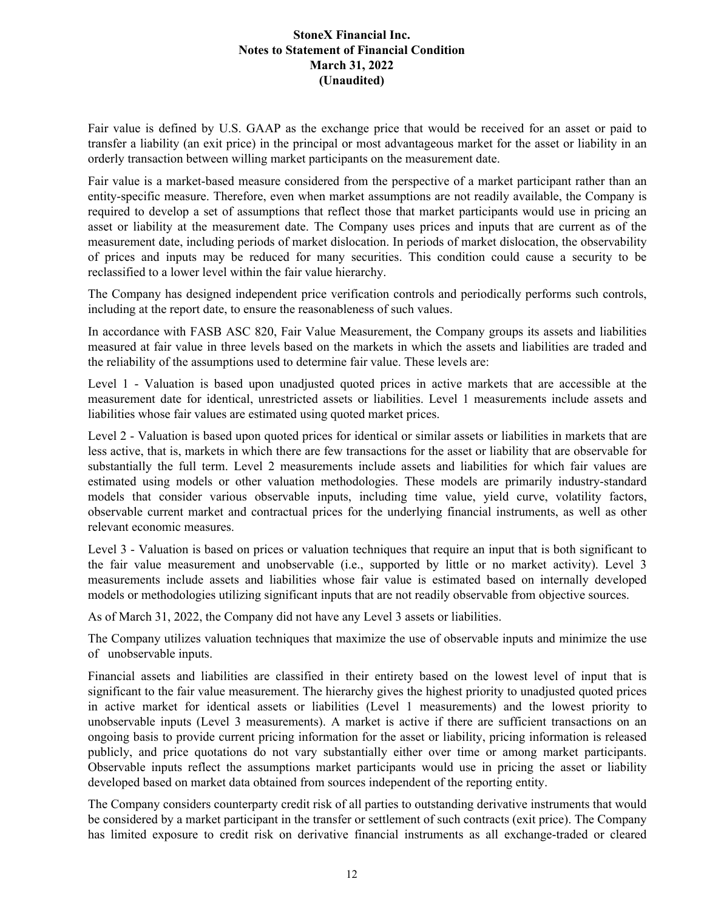Fair value is defined by U.S. GAAP as the exchange price that would be received for an asset or paid to transfer a liability (an exit price) in the principal or most advantageous market for the asset or liability in an orderly transaction between willing market participants on the measurement date.

Fair value is a market-based measure considered from the perspective of a market participant rather than an entity-specific measure. Therefore, even when market assumptions are not readily available, the Company is required to develop a set of assumptions that reflect those that market participants would use in pricing an asset or liability at the measurement date. The Company uses prices and inputs that are current as of the measurement date, including periods of market dislocation. In periods of market dislocation, the observability of prices and inputs may be reduced for many securities. This condition could cause a security to be reclassified to a lower level within the fair value hierarchy.

The Company has designed independent price verification controls and periodically performs such controls, including at the report date, to ensure the reasonableness of such values.

In accordance with FASB ASC 820, Fair Value Measurement, the Company groups its assets and liabilities measured at fair value in three levels based on the markets in which the assets and liabilities are traded and the reliability of the assumptions used to determine fair value. These levels are:

Level 1 - Valuation is based upon unadjusted quoted prices in active markets that are accessible at the measurement date for identical, unrestricted assets or liabilities. Level 1 measurements include assets and liabilities whose fair values are estimated using quoted market prices.

Level 2 - Valuation is based upon quoted prices for identical or similar assets or liabilities in markets that are less active, that is, markets in which there are few transactions for the asset or liability that are observable for substantially the full term. Level 2 measurements include assets and liabilities for which fair values are estimated using models or other valuation methodologies. These models are primarily industry-standard models that consider various observable inputs, including time value, yield curve, volatility factors, observable current market and contractual prices for the underlying financial instruments, as well as other relevant economic measures.

Level 3 - Valuation is based on prices or valuation techniques that require an input that is both significant to the fair value measurement and unobservable (i.e., supported by little or no market activity). Level 3 measurements include assets and liabilities whose fair value is estimated based on internally developed models or methodologies utilizing significant inputs that are not readily observable from objective sources.

As of March 31, 2022, the Company did not have any Level 3 assets or liabilities.

The Company utilizes valuation techniques that maximize the use of observable inputs and minimize the use of unobservable inputs.

Financial assets and liabilities are classified in their entirety based on the lowest level of input that is significant to the fair value measurement. The hierarchy gives the highest priority to unadjusted quoted prices in active market for identical assets or liabilities (Level 1 measurements) and the lowest priority to unobservable inputs (Level 3 measurements). A market is active if there are sufficient transactions on an ongoing basis to provide current pricing information for the asset or liability, pricing information is released publicly, and price quotations do not vary substantially either over time or among market participants. Observable inputs reflect the assumptions market participants would use in pricing the asset or liability developed based on market data obtained from sources independent of the reporting entity.

The Company considers counterparty credit risk of all parties to outstanding derivative instruments that would be considered by a market participant in the transfer or settlement of such contracts (exit price). The Company has limited exposure to credit risk on derivative financial instruments as all exchange-traded or cleared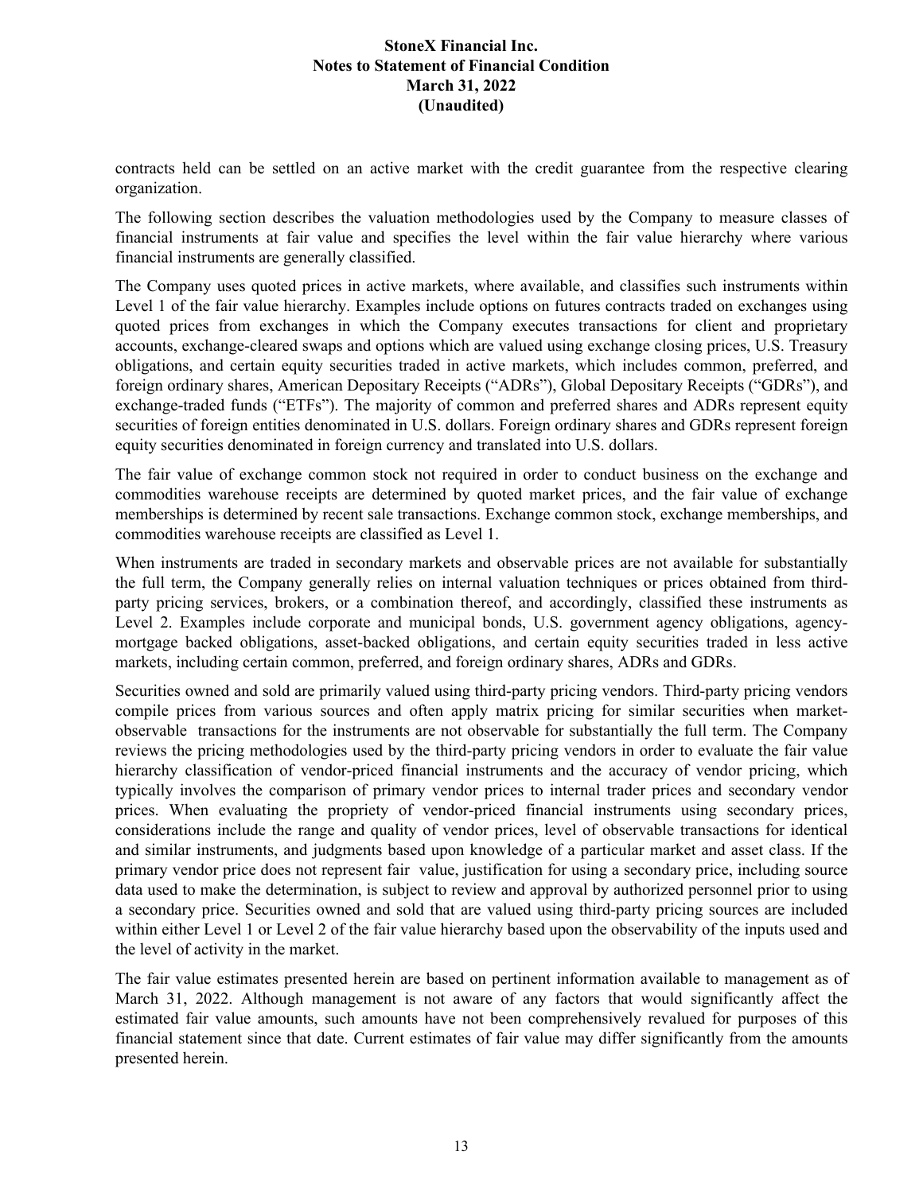contracts held can be settled on an active market with the credit guarantee from the respective clearing organization.

The following section describes the valuation methodologies used by the Company to measure classes of financial instruments at fair value and specifies the level within the fair value hierarchy where various financial instruments are generally classified.

The Company uses quoted prices in active markets, where available, and classifies such instruments within Level 1 of the fair value hierarchy. Examples include options on futures contracts traded on exchanges using quoted prices from exchanges in which the Company executes transactions for client and proprietary accounts, exchange-cleared swaps and options which are valued using exchange closing prices, U.S. Treasury obligations, and certain equity securities traded in active markets, which includes common, preferred, and foreign ordinary shares, American Depositary Receipts ("ADRs"), Global Depositary Receipts ("GDRs"), and exchange-traded funds ("ETFs"). The majority of common and preferred shares and ADRs represent equity securities of foreign entities denominated in U.S. dollars. Foreign ordinary shares and GDRs represent foreign equity securities denominated in foreign currency and translated into U.S. dollars.

The fair value of exchange common stock not required in order to conduct business on the exchange and commodities warehouse receipts are determined by quoted market prices, and the fair value of exchange memberships is determined by recent sale transactions. Exchange common stock, exchange memberships, and commodities warehouse receipts are classified as Level 1.

When instruments are traded in secondary markets and observable prices are not available for substantially the full term, the Company generally relies on internal valuation techniques or prices obtained from third-party pricing services, brokers, or a combination thereof, and accordingly, classified these instruments as Level 2. Examples include corporate and municipal bonds, U.S. government agency obligations, agency-mortgage backed obligations, asset-backed obligations, and certain equity securities traded in less active markets, including certain common, preferred, and foreign ordinary shares, ADRs and GDRs.

Securities owned and sold are primarily valued using third-party pricing vendors. Third-party pricing vendors compile prices from various sources and often apply matrix pricing for similar securities when market-observable transactions for the instruments are not observable for substantially the full term. The Company reviews the pricing methodologies used by the third-party pricing vendors in order to evaluate the fair value hierarchy classification of vendor-priced financial instruments and the accuracy of vendor pricing, which typically involves the comparison of primary vendor prices to internal trader prices and secondary vendor prices. When evaluating the propriety of vendor-priced financial instruments using secondary prices, considerations include the range and quality of vendor prices, level of observable transactions for identical and similar instruments, and judgments based upon knowledge of a particular market and asset class. If the primary vendor price does not represent fair value, justification for using a secondary price, including source data used to make the determination, is subject to review and approval by authorized personnel prior to using a secondary price. Securities owned and sold that are valued using third-party pricing sources are included within either Level 1 or Level 2 of the fair value hierarchy based upon the observability of the inputs used and the level of activity in the market.

The fair value estimates presented herein are based on pertinent information available to management as of March 31, 2022. Although management is not aware of any factors that would significantly affect the estimated fair value amounts, such amounts have not been comprehensively revalued for purposes of this financial statement since that date. Current estimates of fair value may differ significantly from the amounts presented herein.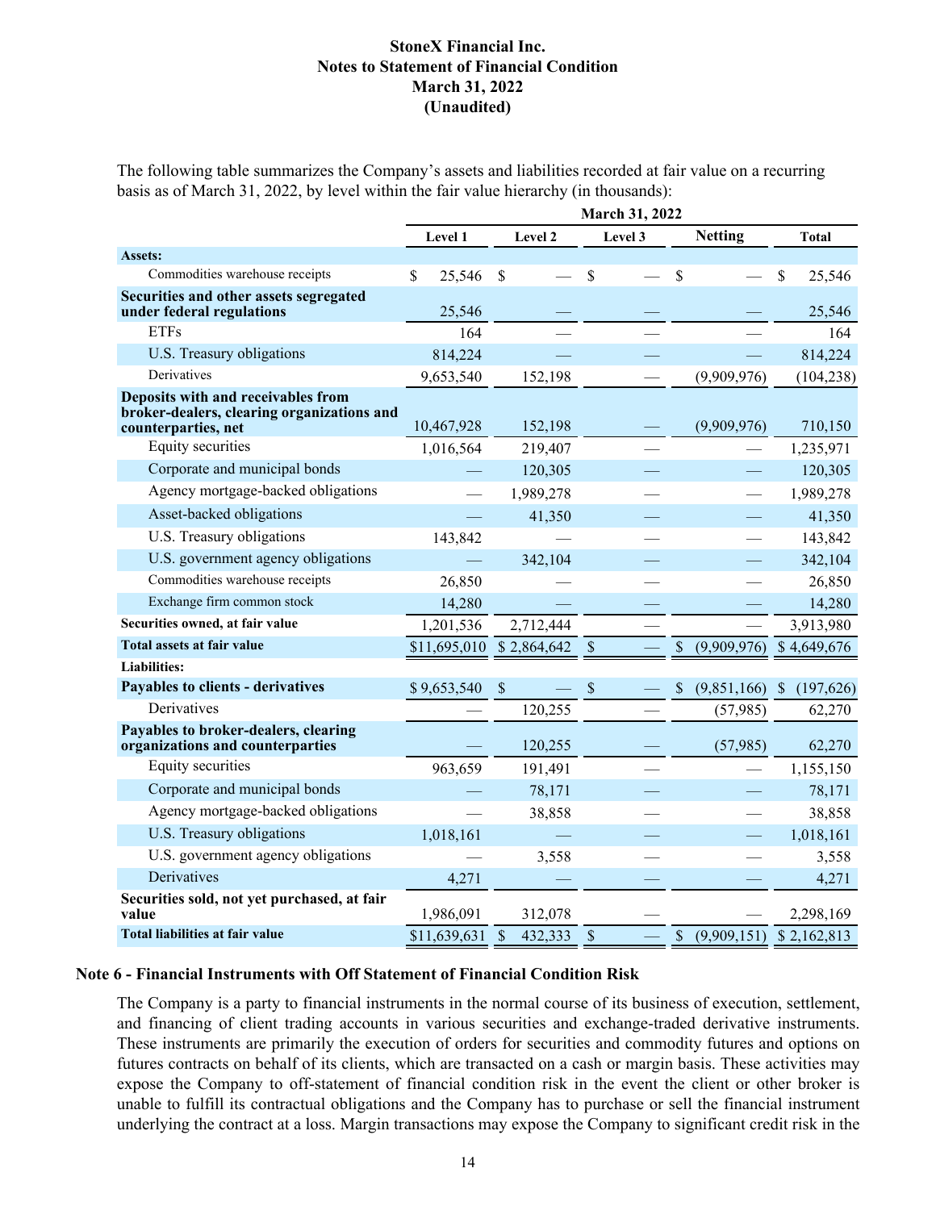The following table summarizes the Company's assets and liabilities recorded at fair value on a recurring basis as of March 31, 2022, by level within the fair value hierarchy (in thousands):

| | March 31, 2022 | | | | |
|---|---|---|---|---|---|
| | Level 1 | Level 2 | Level 3 | Netting | Total |
| **Assets:** | | | | | |
| Commodities warehouse receipts | $ 25,546 | $ — | $ — | $ — | $ 25,546 |
| **Securities and other assets segregated under federal regulations** | 25,546 | — | — | — | 25,546 |
| ETFs | 164 | — | — | — | 164 |
| U.S. Treasury obligations | 814,224 | — | — | — | 814,224 |
| Derivatives | 9,653,540 | 152,198 | — | (9,909,976) | (104,238) |
| **Deposits with and receivables from broker-dealers, clearing organizations and counterparties, net** | 10,467,928 | 152,198 | — | (9,909,976) | 710,150 |
| Equity securities | 1,016,564 | 219,407 | — | — | 1,235,971 |
| Corporate and municipal bonds | — | 120,305 | — | — | 120,305 |
| Agency mortgage-backed obligations | — | 1,989,278 | — | — | 1,989,278 |
| Asset-backed obligations | — | 41,350 | — | — | 41,350 |
| U.S. Treasury obligations | 143,842 | — | — | — | 143,842 |
| U.S. government agency obligations | — | 342,104 | — | — | 342,104 |
| Commodities warehouse receipts | 26,850 | — | — | — | 26,850 |
| Exchange firm common stock | 14,280 | — | — | — | 14,280 |
| **Securities owned, at fair value** | 1,201,536 | 2,712,444 | — | — | 3,913,980 |
| **Total assets at fair value** | $11,695,010 | $ 2,864,642 | $ — | $ (9,909,976) | $ 4,649,676 |
| **Liabilities:** | | | | | |
| **Payables to clients - derivatives** | $ 9,653,540 | $ — | $ — | $ (9,851,166) | $ (197,626) |
| Derivatives | — | 120,255 | — | (57,985) | 62,270 |
| **Payables to broker-dealers, clearing organizations and counterparties** | — | 120,255 | — | (57,985) | 62,270 |
| Equity securities | 963,659 | 191,491 | — | — | 1,155,150 |
| Corporate and municipal bonds | — | 78,171 | — | — | 78,171 |
| Agency mortgage-backed obligations | — | 38,858 | — | — | 38,858 |
| U.S. Treasury obligations | 1,018,161 | — | — | — | 1,018,161 |
| U.S. government agency obligations | — | 3,558 | — | — | 3,558 |
| Derivatives | 4,271 | — | — | — | 4,271 |
| **Securities sold, not yet purchased, at fair value** | 1,986,091 | 312,078 | — | — | 2,298,169 |
| **Total liabilities at fair value** | $11,639,631 | $ 432,333 | $ — | $ (9,909,151) | $ 2,162,813 |

## Note 6 - Financial Instruments with Off Statement of Financial Condition Risk

The Company is a party to financial instruments in the normal course of its business of execution, settlement, and financing of client trading accounts in various securities and exchange-traded derivative instruments. These instruments are primarily the execution of orders for securities and commodity futures and options on futures contracts on behalf of its clients, which are transacted on a cash or margin basis. These activities may expose the Company to off-statement of financial condition risk in the event the client or other broker is unable to fulfill its contractual obligations and the Company has to purchase or sell the financial instrument underlying the contract at a loss. Margin transactions may expose the Company to significant credit risk in the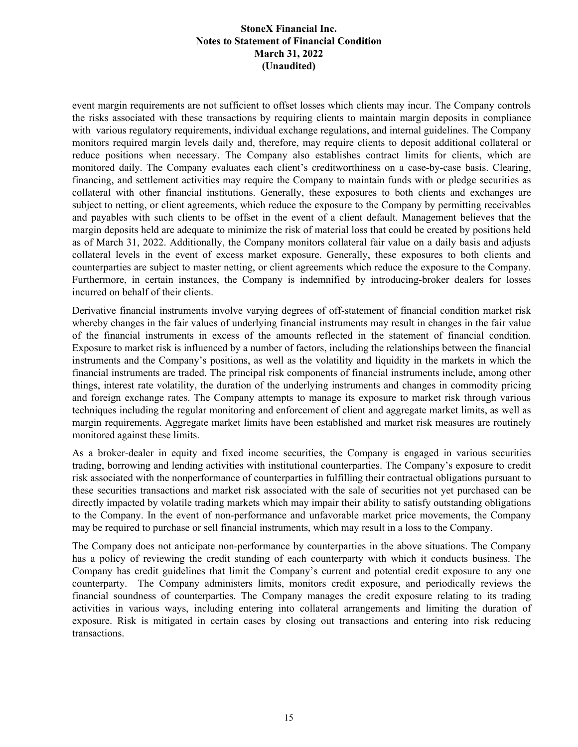event margin requirements are not sufficient to offset losses which clients may incur. The Company controls the risks associated with these transactions by requiring clients to maintain margin deposits in compliance with various regulatory requirements, individual exchange regulations, and internal guidelines. The Company monitors required margin levels daily and, therefore, may require clients to deposit additional collateral or reduce positions when necessary. The Company also establishes contract limits for clients, which are monitored daily. The Company evaluates each client's creditworthiness on a case-by-case basis. Clearing, financing, and settlement activities may require the Company to maintain funds with or pledge securities as collateral with other financial institutions. Generally, these exposures to both clients and exchanges are subject to netting, or client agreements, which reduce the exposure to the Company by permitting receivables and payables with such clients to be offset in the event of a client default. Management believes that the margin deposits held are adequate to minimize the risk of material loss that could be created by positions held as of March 31, 2022. Additionally, the Company monitors collateral fair value on a daily basis and adjusts collateral levels in the event of excess market exposure. Generally, these exposures to both clients and counterparties are subject to master netting, or client agreements which reduce the exposure to the Company. Furthermore, in certain instances, the Company is indemnified by introducing-broker dealers for losses incurred on behalf of their clients.

Derivative financial instruments involve varying degrees of off-statement of financial condition market risk whereby changes in the fair values of underlying financial instruments may result in changes in the fair value of the financial instruments in excess of the amounts reflected in the statement of financial condition. Exposure to market risk is influenced by a number of factors, including the relationships between the financial instruments and the Company's positions, as well as the volatility and liquidity in the markets in which the financial instruments are traded. The principal risk components of financial instruments include, among other things, interest rate volatility, the duration of the underlying instruments and changes in commodity pricing and foreign exchange rates. The Company attempts to manage its exposure to market risk through various techniques including the regular monitoring and enforcement of client and aggregate market limits, as well as margin requirements. Aggregate market limits have been established and market risk measures are routinely monitored against these limits.

As a broker-dealer in equity and fixed income securities, the Company is engaged in various securities trading, borrowing and lending activities with institutional counterparties. The Company's exposure to credit risk associated with the nonperformance of counterparties in fulfilling their contractual obligations pursuant to these securities transactions and market risk associated with the sale of securities not yet purchased can be directly impacted by volatile trading markets which may impair their ability to satisfy outstanding obligations to the Company. In the event of non-performance and unfavorable market price movements, the Company may be required to purchase or sell financial instruments, which may result in a loss to the Company.

The Company does not anticipate non-performance by counterparties in the above situations. The Company has a policy of reviewing the credit standing of each counterparty with which it conducts business. The Company has credit guidelines that limit the Company's current and potential credit exposure to any one counterparty. The Company administers limits, monitors credit exposure, and periodically reviews the financial soundness of counterparties. The Company manages the credit exposure relating to its trading activities in various ways, including entering into collateral arrangements and limiting the duration of exposure. Risk is mitigated in certain cases by closing out transactions and entering into risk reducing transactions.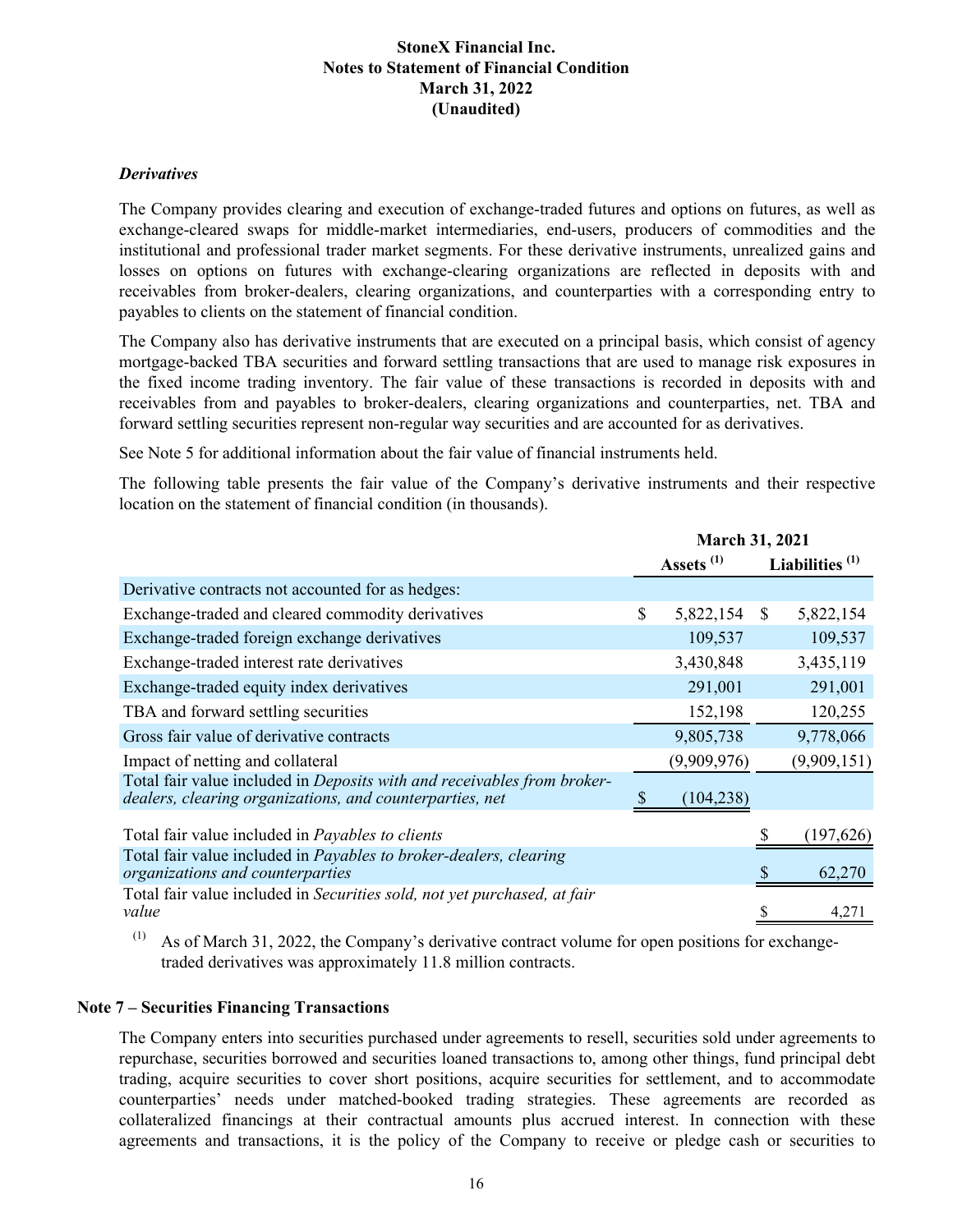### *Derivatives*

The Company provides clearing and execution of exchange-traded futures and options on futures, as well as exchange-cleared swaps for middle-market intermediaries, end-users, producers of commodities and the institutional and professional trader market segments. For these derivative instruments, unrealized gains and losses on options on futures with exchange-clearing organizations are reflected in deposits with and receivables from broker-dealers, clearing organizations, and counterparties with a corresponding entry to payables to clients on the statement of financial condition.

The Company also has derivative instruments that are executed on a principal basis, which consist of agency mortgage-backed TBA securities and forward settling transactions that are used to manage risk exposures in the fixed income trading inventory. The fair value of these transactions is recorded in deposits with and receivables from and payables to broker-dealers, clearing organizations and counterparties, net. TBA and forward settling securities represent non-regular way securities and are accounted for as derivatives.

See Note 5 for additional information about the fair value of financial instruments held.

The following table presents the fair value of the Company's derivative instruments and their respective location on the statement of financial condition (in thousands).

| | March 31, 2021 | |
|---|---|---|
| | Assets [1] | Liabilities [1] |
| Derivative contracts not accounted for as hedges: | | |
| Exchange-traded and cleared commodity derivatives | $ 5,822,154 | $ 5,822,154 |
| Exchange-traded foreign exchange derivatives | 109,537 | 109,537 |
| Exchange-traded interest rate derivatives | 3,430,848 | 3,435,119 |
| Exchange-traded equity index derivatives | 291,001 | 291,001 |
| TBA and forward settling securities | 152,198 | 120,255 |
| Gross fair value of derivative contracts | 9,805,738 | 9,778,066 |
| Impact of netting and collateral | (9,909,976) | (9,909,151) |
| Total fair value included in *Deposits with and receivables from broker-dealers, clearing organizations, and counterparties, net* | $ (104,238) | |
| Total fair value included in *Payables to clients* | | $ (197,626) |
| Total fair value included in *Payables to broker-dealers, clearing organizations and counterparties* | | $ 62,270 |
| Total fair value included in *Securities sold, not yet purchased, at fair value* | | $ 4,271 |

[1] As of March 31, 2022, the Company's derivative contract volume for open positions for exchange-traded derivatives was approximately 11.8 million contracts.

## Note 7 – Securities Financing Transactions

The Company enters into securities purchased under agreements to resell, securities sold under agreements to repurchase, securities borrowed and securities loaned transactions to, among other things, fund principal debt trading, acquire securities to cover short positions, acquire securities for settlement, and to accommodate counterparties' needs under matched-booked trading strategies. These agreements are recorded as collateralized financings at their contractual amounts plus accrued interest. In connection with these agreements and transactions, it is the policy of the Company to receive or pledge cash or securities to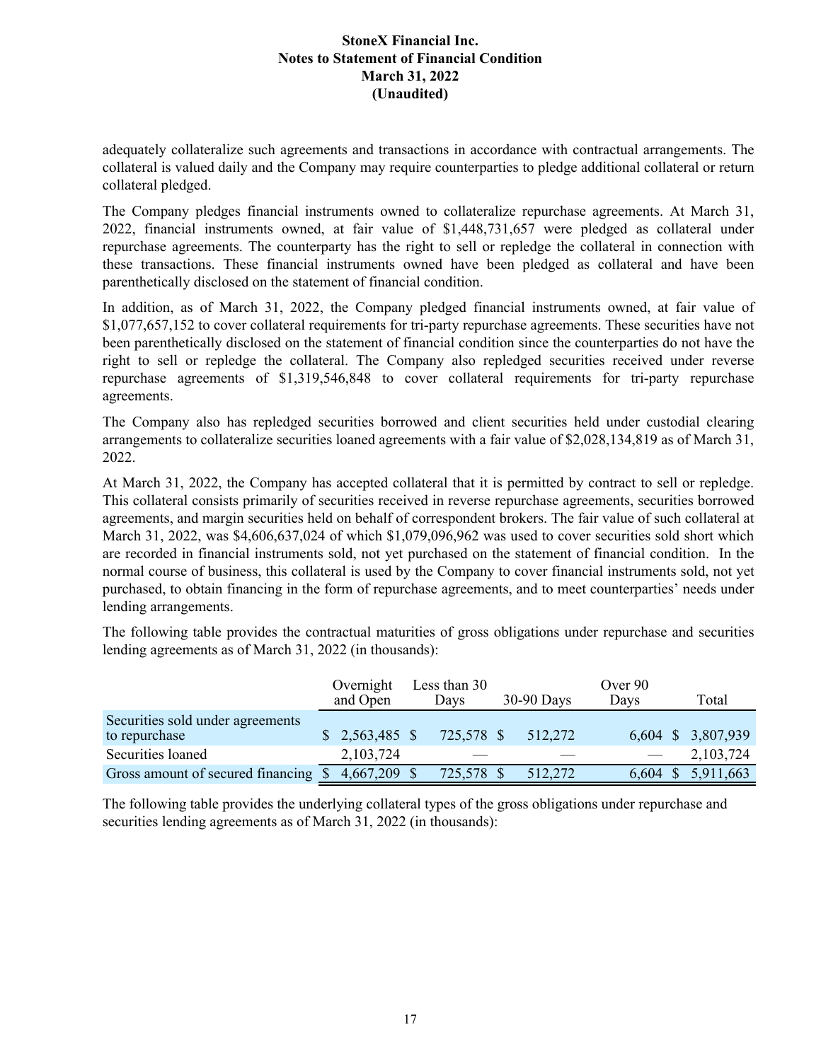adequately collateralize such agreements and transactions in accordance with contractual arrangements. The collateral is valued daily and the Company may require counterparties to pledge additional collateral or return collateral pledged.

The Company pledges financial instruments owned to collateralize repurchase agreements. At March 31, 2022, financial instruments owned, at fair value of $1,448,731,657 were pledged as collateral under repurchase agreements. The counterparty has the right to sell or repledge the collateral in connection with these transactions. These financial instruments owned have been pledged as collateral and have been parenthetically disclosed on the statement of financial condition.

In addition, as of March 31, 2022, the Company pledged financial instruments owned, at fair value of $1,077,657,152 to cover collateral requirements for tri-party repurchase agreements. These securities have not been parenthetically disclosed on the statement of financial condition since the counterparties do not have the right to sell or repledge the collateral. The Company also repledged securities received under reverse repurchase agreements of $1,319,546,848 to cover collateral requirements for tri-party repurchase agreements.

The Company also has repledged securities borrowed and client securities held under custodial clearing arrangements to collateralize securities loaned agreements with a fair value of $2,028,134,819 as of March 31, 2022.

At March 31, 2022, the Company has accepted collateral that it is permitted by contract to sell or repledge. This collateral consists primarily of securities received in reverse repurchase agreements, securities borrowed agreements, and margin securities held on behalf of correspondent brokers. The fair value of such collateral at March 31, 2022, was $4,606,637,024 of which $1,079,096,962 was used to cover securities sold short which are recorded in financial instruments sold, not yet purchased on the statement of financial condition. In the normal course of business, this collateral is used by the Company to cover financial instruments sold, not yet purchased, to obtain financing in the form of repurchase agreements, and to meet counterparties' needs under lending arrangements.

The following table provides the contractual maturities of gross obligations under repurchase and securities lending agreements as of March 31, 2022 (in thousands):

| | Overnight and Open | Less than 30 Days | 30-90 Days | Over 90 Days | Total |
|---|---|---|---|---|---|
| Securities sold under agreements to repurchase | $ 2,563,485 | $ 725,578 | $ 512,272 | 6,604 | $ 3,807,939 |
| Securities loaned | 2,103,724 | — | — | — | 2,103,724 |
| Gross amount of secured financing | $ 4,667,209 | $ 725,578 | $ 512,272 | 6,604 | $ 5,911,663 |

The following table provides the underlying collateral types of the gross obligations under repurchase and securities lending agreements as of March 31, 2022 (in thousands):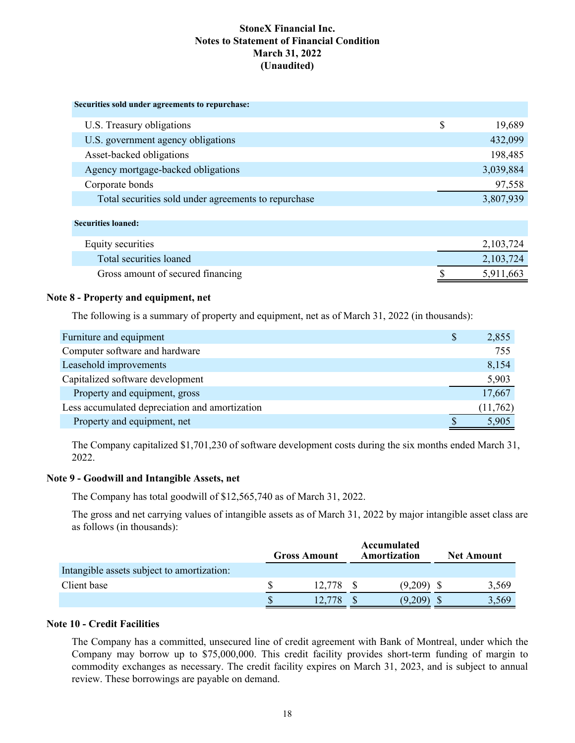| | | |
|---|---|---|
| **Securities sold under agreements to repurchase:** | | |
| U.S. Treasury obligations | $ | 19,689 |
| U.S. government agency obligations | | 432,099 |
| Asset-backed obligations | | 198,485 |
| Agency mortgage-backed obligations | | 3,039,884 |
| Corporate bonds | | 97,558 |
| Total securities sold under agreements to repurchase | | 3,807,939 |
| **Securities loaned:** | | |
| Equity securities | | 2,103,724 |
| Total securities loaned | | 2,103,724 |
| Gross amount of secured financing | $ | 5,911,663 |

### Note 8 - Property and equipment, net

The following is a summary of property and equipment, net as of March 31, 2022 (in thousands):

| | | |
|---|---|---|
| Furniture and equipment | $ | 2,855 |
| Computer software and hardware | | 755 |
| Leasehold improvements | | 8,154 |
| Capitalized software development | | 5,903 |
| Property and equipment, gross | | 17,667 |
| Less accumulated depreciation and amortization | | (11,762) |
| Property and equipment, net | $ | 5,905 |

The Company capitalized $1,701,230 of software development costs during the six months ended March 31, 2022.

### Note 9 - Goodwill and Intangible Assets, net

The Company has total goodwill of $12,565,740 as of March 31, 2022.

The gross and net carrying values of intangible assets as of March 31, 2022 by major intangible asset class are as follows (in thousands):

| | Gross Amount | Accumulated Amortization | Net Amount |
|---|---|---|---|
| Intangible assets subject to amortization: | | | |
| Client base | $ 12,778 | $ (9,209) | $ 3,569 |
| | $ 12,778 | $ (9,209) | $ 3,569 |

### Note 10 - Credit Facilities

The Company has a committed, unsecured line of credit agreement with Bank of Montreal, under which the Company may borrow up to $75,000,000. This credit facility provides short-term funding of margin to commodity exchanges as necessary. The credit facility expires on March 31, 2023, and is subject to annual review. These borrowings are payable on demand.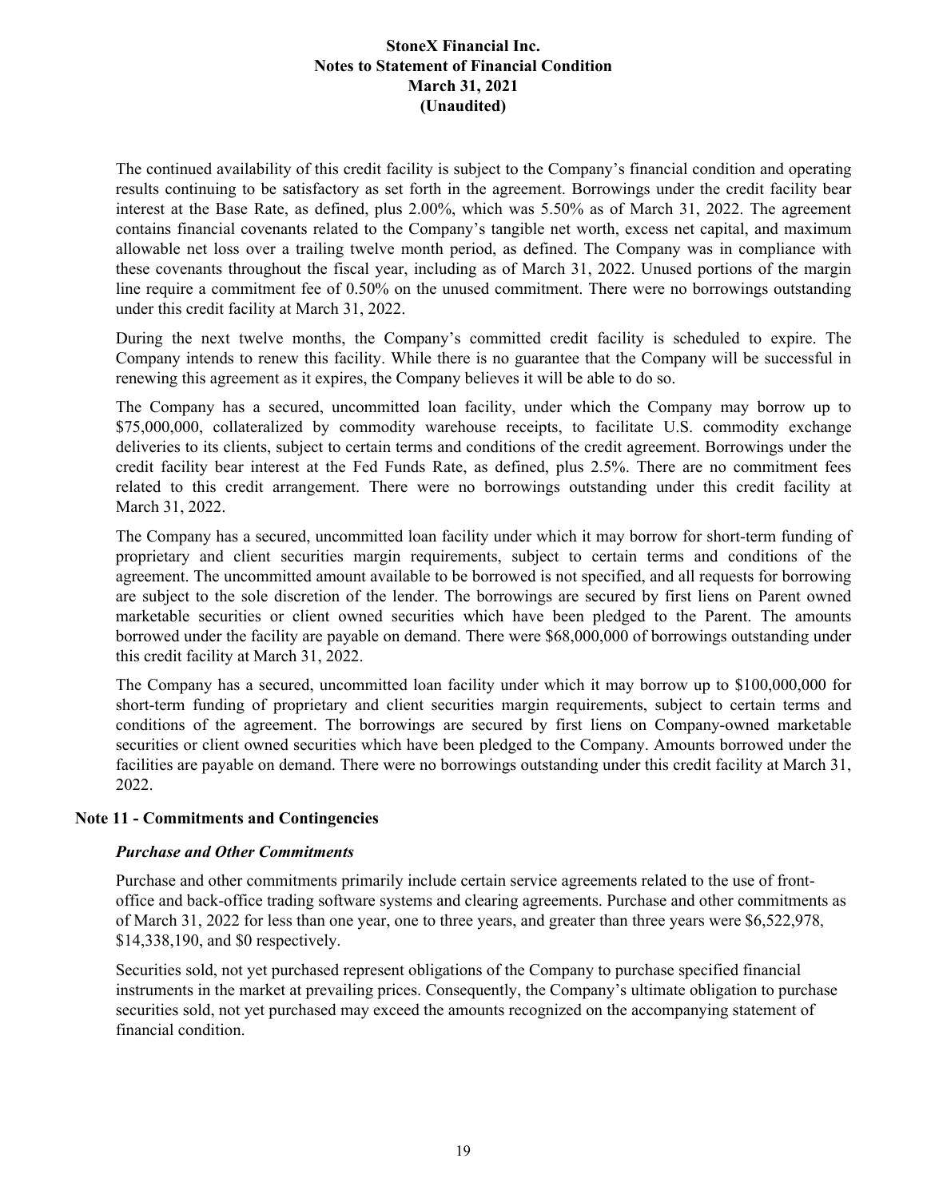The continued availability of this credit facility is subject to the Company's financial condition and operating results continuing to be satisfactory as set forth in the agreement. Borrowings under the credit facility bear interest at the Base Rate, as defined, plus 2.00%, which was 5.50% as of March 31, 2022. The agreement contains financial covenants related to the Company's tangible net worth, excess net capital, and maximum allowable net loss over a trailing twelve month period, as defined. The Company was in compliance with these covenants throughout the fiscal year, including as of March 31, 2022. Unused portions of the margin line require a commitment fee of 0.50% on the unused commitment. There were no borrowings outstanding under this credit facility at March 31, 2022.

During the next twelve months, the Company's committed credit facility is scheduled to expire. The Company intends to renew this facility. While there is no guarantee that the Company will be successful in renewing this agreement as it expires, the Company believes it will be able to do so.

The Company has a secured, uncommitted loan facility, under which the Company may borrow up to $75,000,000, collateralized by commodity warehouse receipts, to facilitate U.S. commodity exchange deliveries to its clients, subject to certain terms and conditions of the credit agreement. Borrowings under the credit facility bear interest at the Fed Funds Rate, as defined, plus 2.5%. There are no commitment fees related to this credit arrangement. There were no borrowings outstanding under this credit facility at March 31, 2022.

The Company has a secured, uncommitted loan facility under which it may borrow for short-term funding of proprietary and client securities margin requirements, subject to certain terms and conditions of the agreement. The uncommitted amount available to be borrowed is not specified, and all requests for borrowing are subject to the sole discretion of the lender. The borrowings are secured by first liens on Parent owned marketable securities or client owned securities which have been pledged to the Parent. The amounts borrowed under the facility are payable on demand. There were $68,000,000 of borrowings outstanding under this credit facility at March 31, 2022.

The Company has a secured, uncommitted loan facility under which it may borrow up to $100,000,000 for short-term funding of proprietary and client securities margin requirements, subject to certain terms and conditions of the agreement. The borrowings are secured by first liens on Company-owned marketable securities or client owned securities which have been pledged to the Company. Amounts borrowed under the facilities are payable on demand. There were no borrowings outstanding under this credit facility at March 31, 2022.

## Note 11 - Commitments and Contingencies

### *Purchase and Other Commitments*

Purchase and other commitments primarily include certain service agreements related to the use of front-office and back-office trading software systems and clearing agreements. Purchase and other commitments as of March 31, 2022 for less than one year, one to three years, and greater than three years were $6,522,978, $14,338,190, and $0 respectively.

Securities sold, not yet purchased represent obligations of the Company to purchase specified financial instruments in the market at prevailing prices. Consequently, the Company's ultimate obligation to purchase securities sold, not yet purchased may exceed the amounts recognized on the accompanying statement of financial condition.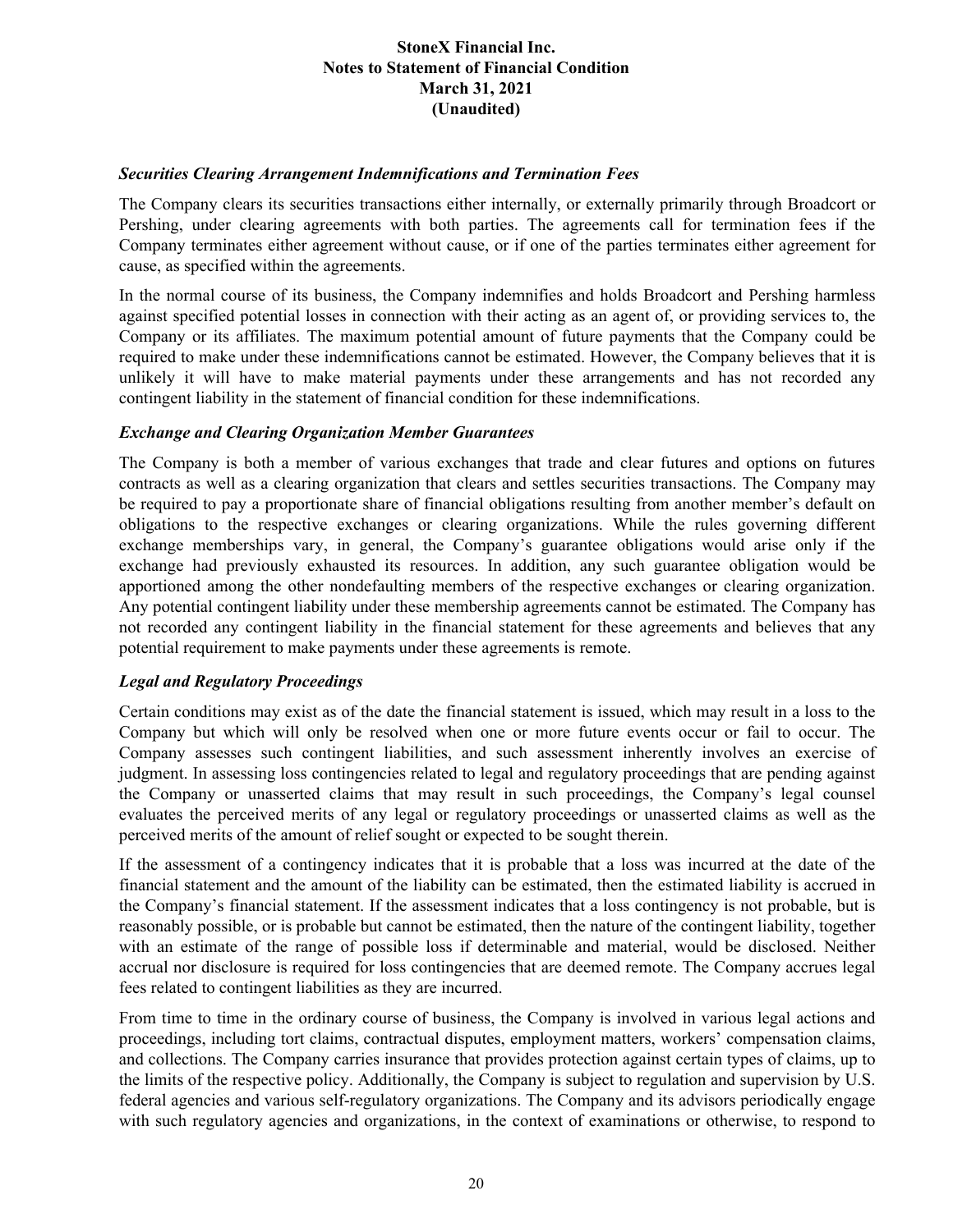### *Securities Clearing Arrangement Indemnifications and Termination Fees*

The Company clears its securities transactions either internally, or externally primarily through Broadcort or Pershing, under clearing agreements with both parties. The agreements call for termination fees if the Company terminates either agreement without cause, or if one of the parties terminates either agreement for cause, as specified within the agreements.

In the normal course of its business, the Company indemnifies and holds Broadcort and Pershing harmless against specified potential losses in connection with their acting as an agent of, or providing services to, the Company or its affiliates. The maximum potential amount of future payments that the Company could be required to make under these indemnifications cannot be estimated. However, the Company believes that it is unlikely it will have to make material payments under these arrangements and has not recorded any contingent liability in the statement of financial condition for these indemnifications.

### *Exchange and Clearing Organization Member Guarantees*

The Company is both a member of various exchanges that trade and clear futures and options on futures contracts as well as a clearing organization that clears and settles securities transactions. The Company may be required to pay a proportionate share of financial obligations resulting from another member's default on obligations to the respective exchanges or clearing organizations. While the rules governing different exchange memberships vary, in general, the Company's guarantee obligations would arise only if the exchange had previously exhausted its resources. In addition, any such guarantee obligation would be apportioned among the other nondefaulting members of the respective exchanges or clearing organization. Any potential contingent liability under these membership agreements cannot be estimated. The Company has not recorded any contingent liability in the financial statement for these agreements and believes that any potential requirement to make payments under these agreements is remote.

### *Legal and Regulatory Proceedings*

Certain conditions may exist as of the date the financial statement is issued, which may result in a loss to the Company but which will only be resolved when one or more future events occur or fail to occur. The Company assesses such contingent liabilities, and such assessment inherently involves an exercise of judgment. In assessing loss contingencies related to legal and regulatory proceedings that are pending against the Company or unasserted claims that may result in such proceedings, the Company's legal counsel evaluates the perceived merits of any legal or regulatory proceedings or unasserted claims as well as the perceived merits of the amount of relief sought or expected to be sought therein.

If the assessment of a contingency indicates that it is probable that a loss was incurred at the date of the financial statement and the amount of the liability can be estimated, then the estimated liability is accrued in the Company's financial statement. If the assessment indicates that a loss contingency is not probable, but is reasonably possible, or is probable but cannot be estimated, then the nature of the contingent liability, together with an estimate of the range of possible loss if determinable and material, would be disclosed. Neither accrual nor disclosure is required for loss contingencies that are deemed remote. The Company accrues legal fees related to contingent liabilities as they are incurred.

From time to time in the ordinary course of business, the Company is involved in various legal actions and proceedings, including tort claims, contractual disputes, employment matters, workers' compensation claims, and collections. The Company carries insurance that provides protection against certain types of claims, up to the limits of the respective policy. Additionally, the Company is subject to regulation and supervision by U.S. federal agencies and various self-regulatory organizations. The Company and its advisors periodically engage with such regulatory agencies and organizations, in the context of examinations or otherwise, to respond to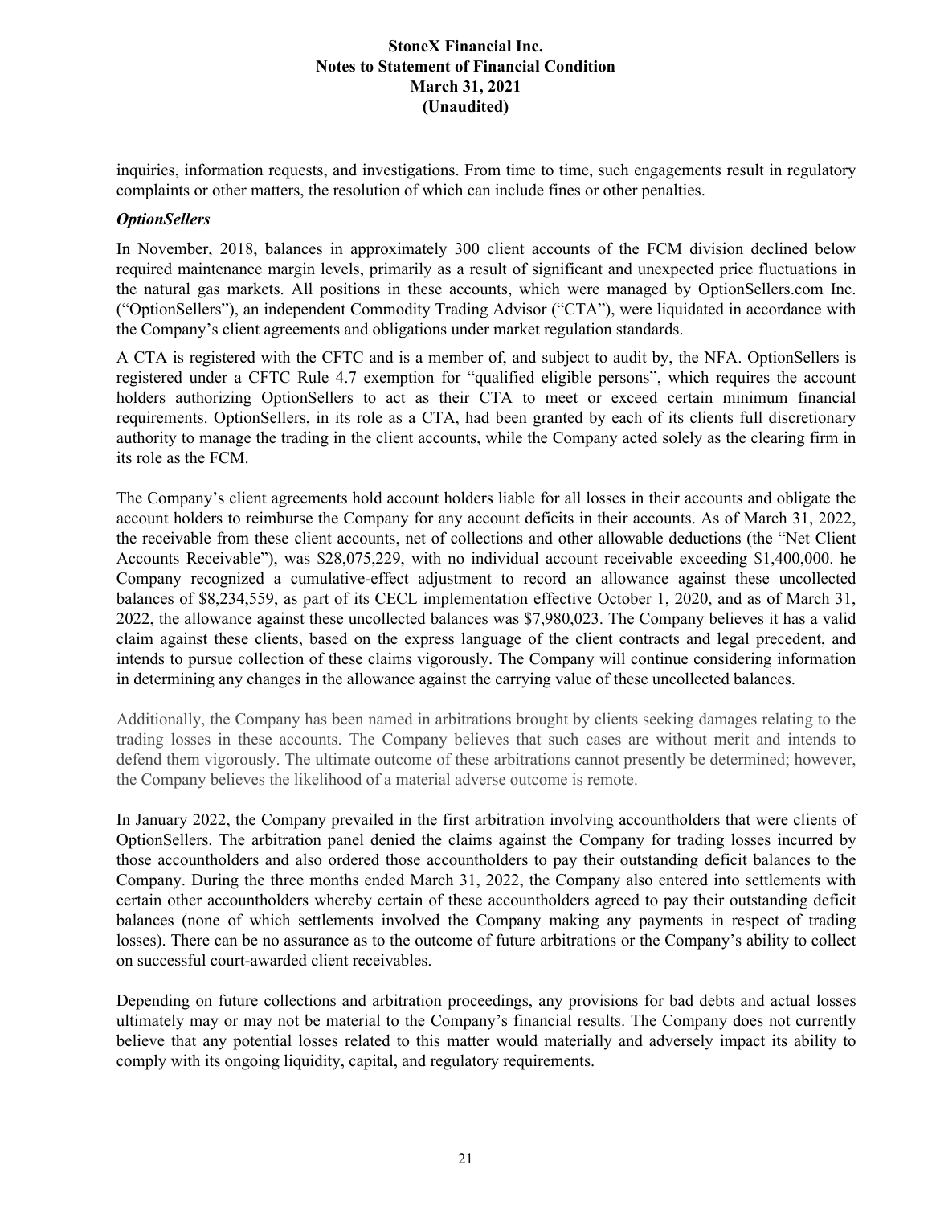inquiries, information requests, and investigations. From time to time, such engagements result in regulatory complaints or other matters, the resolution of which can include fines or other penalties.

***OptionSellers***

In November, 2018, balances in approximately 300 client accounts of the FCM division declined below required maintenance margin levels, primarily as a result of significant and unexpected price fluctuations in the natural gas markets. All positions in these accounts, which were managed by OptionSellers.com Inc. ("OptionSellers"), an independent Commodity Trading Advisor ("CTA"), were liquidated in accordance with the Company's client agreements and obligations under market regulation standards.

A CTA is registered with the CFTC and is a member of, and subject to audit by, the NFA. OptionSellers is registered under a CFTC Rule 4.7 exemption for "qualified eligible persons", which requires the account holders authorizing OptionSellers to act as their CTA to meet or exceed certain minimum financial requirements. OptionSellers, in its role as a CTA, had been granted by each of its clients full discretionary authority to manage the trading in the client accounts, while the Company acted solely as the clearing firm in its role as the FCM.

The Company's client agreements hold account holders liable for all losses in their accounts and obligate the account holders to reimburse the Company for any account deficits in their accounts. As of March 31, 2022, the receivable from these client accounts, net of collections and other allowable deductions (the "Net Client Accounts Receivable"), was $28,075,229, with no individual account receivable exceeding $1,400,000. he Company recognized a cumulative-effect adjustment to record an allowance against these uncollected balances of $8,234,559, as part of its CECL implementation effective October 1, 2020, and as of March 31, 2022, the allowance against these uncollected balances was $7,980,023. The Company believes it has a valid claim against these clients, based on the express language of the client contracts and legal precedent, and intends to pursue collection of these claims vigorously. The Company will continue considering information in determining any changes in the allowance against the carrying value of these uncollected balances.

Additionally, the Company has been named in arbitrations brought by clients seeking damages relating to the trading losses in these accounts. The Company believes that such cases are without merit and intends to defend them vigorously. The ultimate outcome of these arbitrations cannot presently be determined; however, the Company believes the likelihood of a material adverse outcome is remote.

In January 2022, the Company prevailed in the first arbitration involving accountholders that were clients of OptionSellers. The arbitration panel denied the claims against the Company for trading losses incurred by those accountholders and also ordered those accountholders to pay their outstanding deficit balances to the Company. During the three months ended March 31, 2022, the Company also entered into settlements with certain other accountholders whereby certain of these accountholders agreed to pay their outstanding deficit balances (none of which settlements involved the Company making any payments in respect of trading losses). There can be no assurance as to the outcome of future arbitrations or the Company's ability to collect on successful court-awarded client receivables.

Depending on future collections and arbitration proceedings, any provisions for bad debts and actual losses ultimately may or may not be material to the Company's financial results. The Company does not currently believe that any potential losses related to this matter would materially and adversely impact its ability to comply with its ongoing liquidity, capital, and regulatory requirements.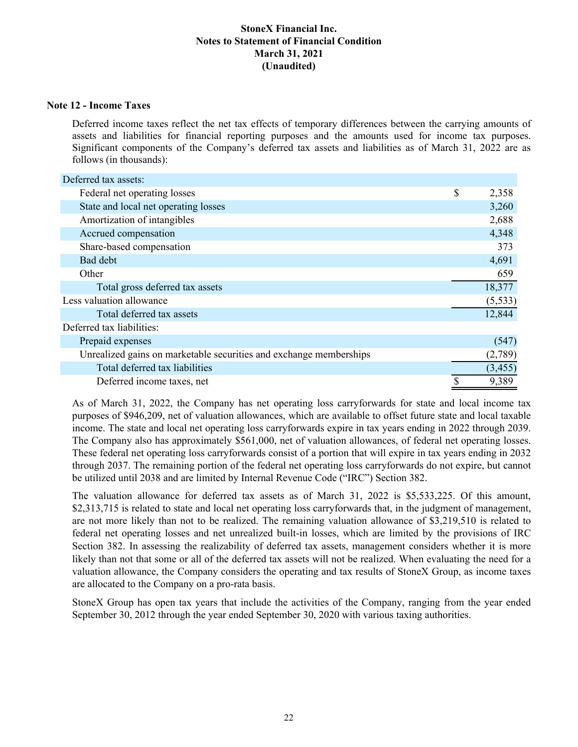**StoneX Financial Inc.**
**Notes to Statement of Financial Condition**
**March 31, 2021**
**(Unaudited)**

## Note 12 - Income Taxes

Deferred income taxes reflect the net tax effects of temporary differences between the carrying amounts of assets and liabilities for financial reporting purposes and the amounts used for income tax purposes. Significant components of the Company's deferred tax assets and liabilities as of March 31, 2022 are as follows (in thousands):

| | |
|---|---|
| Deferred tax assets: | |
| Federal net operating losses | $ 2,358 |
| State and local net operating losses | 3,260 |
| Amortization of intangibles | 2,688 |
| Accrued compensation | 4,348 |
| Share-based compensation | 373 |
| Bad debt | 4,691 |
| Other | 659 |
| Total gross deferred tax assets | 18,377 |
| Less valuation allowance | (5,533) |
| Total deferred tax assets | 12,844 |
| Deferred tax liabilities: | |
| Prepaid expenses | (547) |
| Unrealized gains on marketable securities and exchange memberships | (2,789) |
| Total deferred tax liabilities | (3,455) |
| Deferred income taxes, net | $ 9,389 |

As of March 31, 2022, the Company has net operating loss carryforwards for state and local income tax purposes of $946,209, net of valuation allowances, which are available to offset future state and local taxable income. The state and local net operating loss carryforwards expire in tax years ending in 2022 through 2039. The Company also has approximately $561,000, net of valuation allowances, of federal net operating losses. These federal net operating loss carryforwards consist of a portion that will expire in tax years ending in 2032 through 2037. The remaining portion of the federal net operating loss carryforwards do not expire, but cannot be utilized until 2038 and are limited by Internal Revenue Code ("IRC") Section 382.

The valuation allowance for deferred tax assets as of March 31, 2022 is $5,533,225. Of this amount, $2,313,715 is related to state and local net operating loss carryforwards that, in the judgment of management, are not more likely than not to be realized. The remaining valuation allowance of $3,219,510 is related to federal net operating losses and net unrealized built-in losses, which are limited by the provisions of IRC Section 382. In assessing the realizability of deferred tax assets, management considers whether it is more likely than not that some or all of the deferred tax assets will not be realized. When evaluating the need for a valuation allowance, the Company considers the operating and tax results of StoneX Group, as income taxes are allocated to the Company on a pro-rata basis.

StoneX Group has open tax years that include the activities of the Company, ranging from the year ended September 30, 2012 through the year ended September 30, 2020 with various taxing authorities.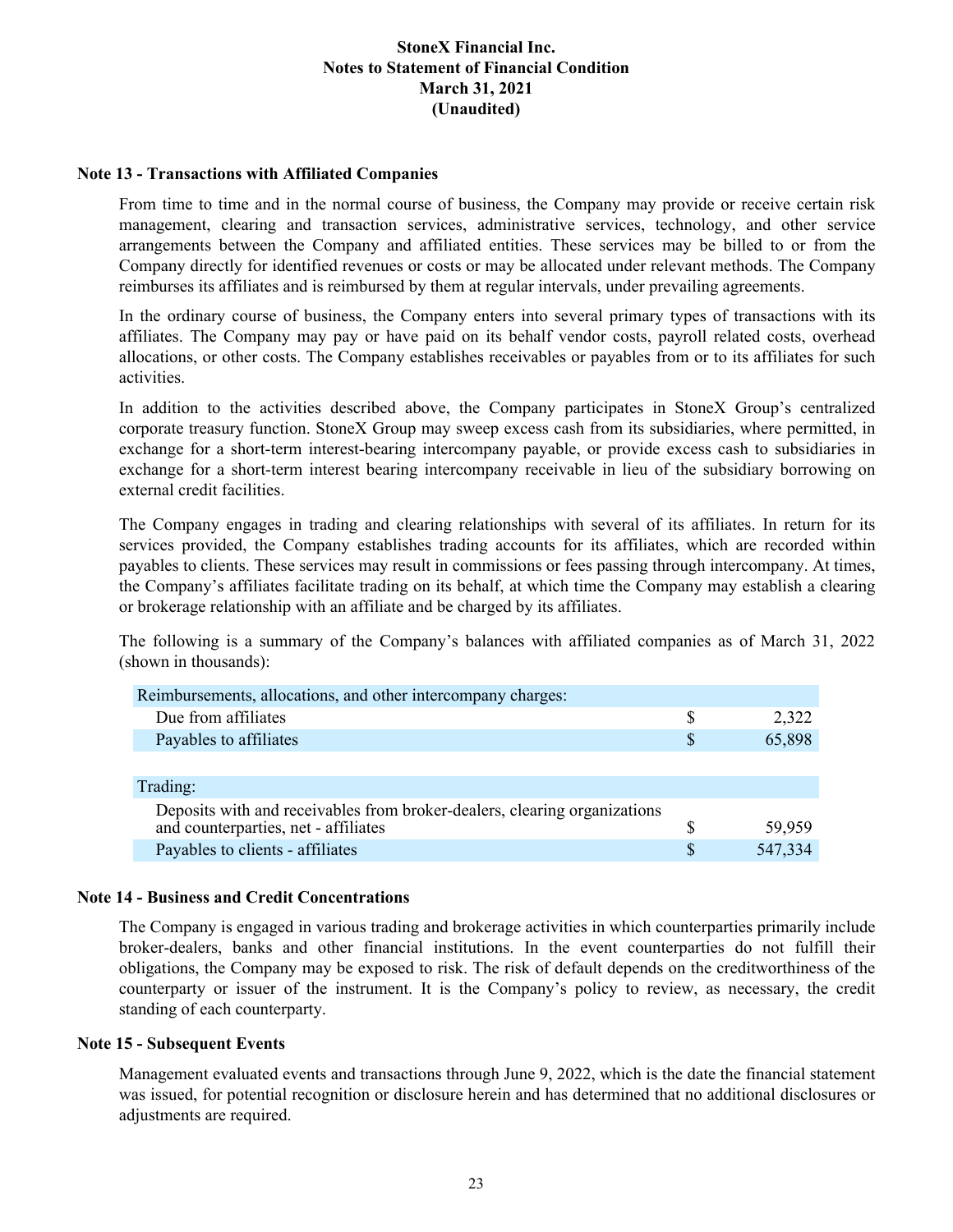## Note 13 - Transactions with Affiliated Companies

From time to time and in the normal course of business, the Company may provide or receive certain risk management, clearing and transaction services, administrative services, technology, and other service arrangements between the Company and affiliated entities. These services may be billed to or from the Company directly for identified revenues or costs or may be allocated under relevant methods. The Company reimburses its affiliates and is reimbursed by them at regular intervals, under prevailing agreements.

In the ordinary course of business, the Company enters into several primary types of transactions with its affiliates. The Company may pay or have paid on its behalf vendor costs, payroll related costs, overhead allocations, or other costs. The Company establishes receivables or payables from or to its affiliates for such activities.

In addition to the activities described above, the Company participates in StoneX Group's centralized corporate treasury function. StoneX Group may sweep excess cash from its subsidiaries, where permitted, in exchange for a short-term interest-bearing intercompany payable, or provide excess cash to subsidiaries in exchange for a short-term interest bearing intercompany receivable in lieu of the subsidiary borrowing on external credit facilities.

The Company engages in trading and clearing relationships with several of its affiliates. In return for its services provided, the Company establishes trading accounts for its affiliates, which are recorded within payables to clients. These services may result in commissions or fees passing through intercompany. At times, the Company's affiliates facilitate trading on its behalf, at which time the Company may establish a clearing or brokerage relationship with an affiliate and be charged by its affiliates.

The following is a summary of the Company's balances with affiliated companies as of March 31, 2022 (shown in thousands):

| | | |
|---|---|---|
| Reimbursements, allocations, and other intercompany charges: | | |
| Due from affiliates | $ | 2,322 |
| Payables to affiliates | $ | 65,898 |
| | | |
| Trading: | | |
| Deposits with and receivables from broker-dealers, clearing organizations and counterparties, net - affiliates | $ | 59,959 |
| Payables to clients - affiliates | $ | 547,334 |

## Note 14 - Business and Credit Concentrations

The Company is engaged in various trading and brokerage activities in which counterparties primarily include broker-dealers, banks and other financial institutions. In the event counterparties do not fulfill their obligations, the Company may be exposed to risk. The risk of default depends on the creditworthiness of the counterparty or issuer of the instrument. It is the Company's policy to review, as necessary, the credit standing of each counterparty.

## Note 15 - Subsequent Events

Management evaluated events and transactions through June 9, 2022, which is the date the financial statement was issued, for potential recognition or disclosure herein and has determined that no additional disclosures or adjustments are required.